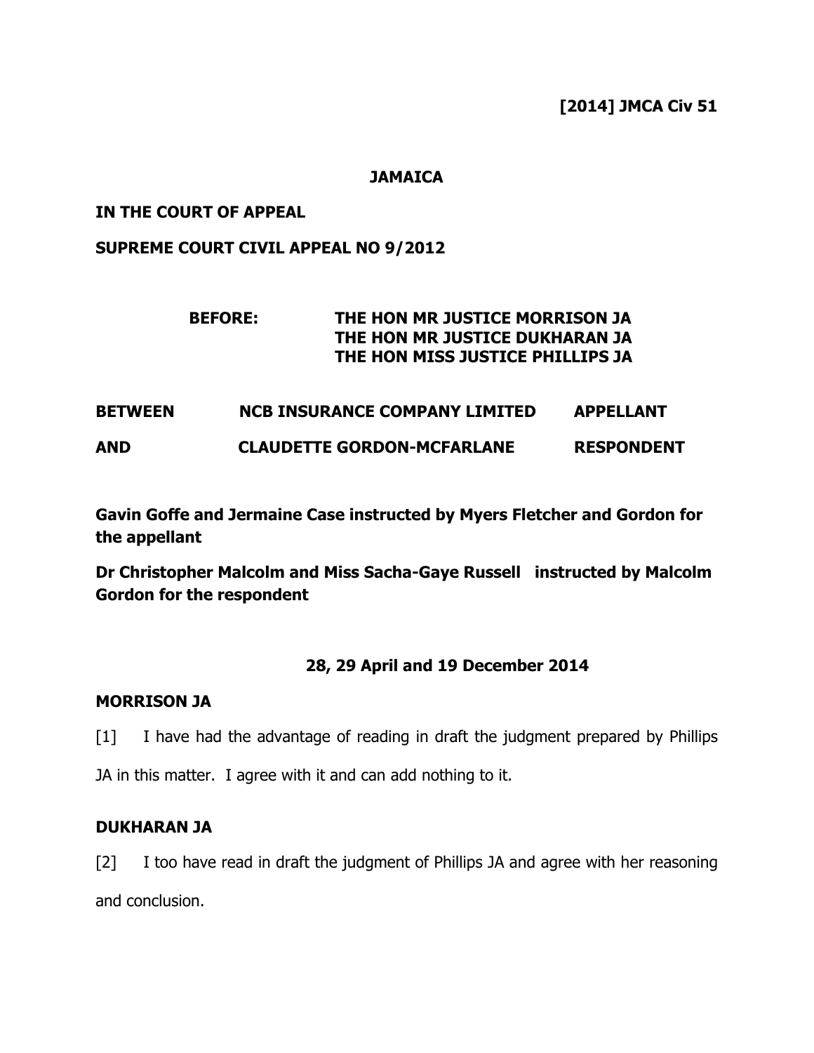**[2014] JMCA Civ 51**

**JAMAICA**

**IN THE COURT OF APPEAL**

**SUPREME COURT CIVIL APPEAL NO 9/2012**

**BEFORE: THE HON MR JUSTICE MORRISON JA**
**THE HON MR JUSTICE DUKHARAN JA**
**THE HON MISS JUSTICE PHILLIPS JA**

| | | |
|---|---|---|
| **BETWEEN** | **NCB INSURANCE COMPANY LIMITED** | **APPELLANT** |
| **AND** | **CLAUDETTE GORDON-MCFARLANE** | **RESPONDENT** |

**Gavin Goffe and Jermaine Case instructed by Myers Fletcher and Gordon for the appellant**

**Dr Christopher Malcolm and Miss Sacha-Gaye Russell instructed by Malcolm Gordon for the respondent**

**28, 29 April and 19 December 2014**

**MORRISON JA**

[1] I have had the advantage of reading in draft the judgment prepared by Phillips JA in this matter. I agree with it and can add nothing to it.

**DUKHARAN JA**

[2] I too have read in draft the judgment of Phillips JA and agree with her reasoning and conclusion.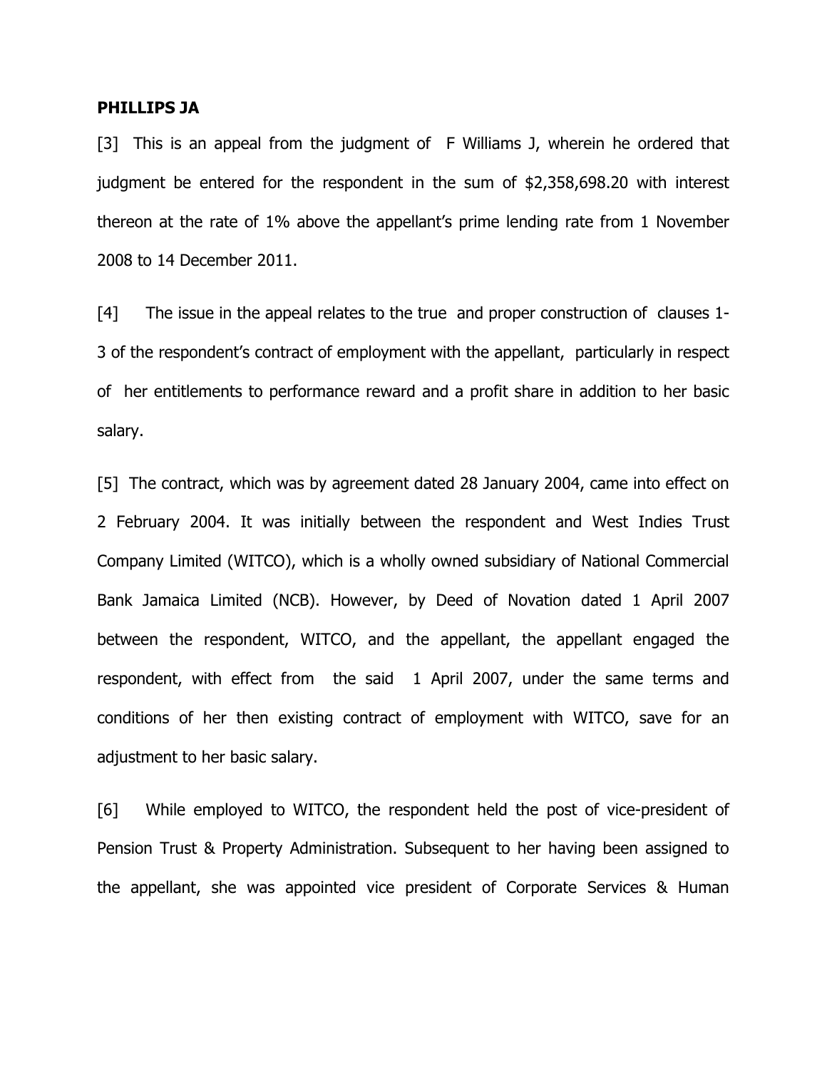**PHILLIPS JA**

[3] This is an appeal from the judgment of F Williams J, wherein he ordered that judgment be entered for the respondent in the sum of $2,358,698.20 with interest thereon at the rate of 1% above the appellant's prime lending rate from 1 November 2008 to 14 December 2011.

[4] The issue in the appeal relates to the true and proper construction of clauses 1-3 of the respondent's contract of employment with the appellant, particularly in respect of her entitlements to performance reward and a profit share in addition to her basic salary.

[5] The contract, which was by agreement dated 28 January 2004, came into effect on 2 February 2004. It was initially between the respondent and West Indies Trust Company Limited (WITCO), which is a wholly owned subsidiary of National Commercial Bank Jamaica Limited (NCB). However, by Deed of Novation dated 1 April 2007 between the respondent, WITCO, and the appellant, the appellant engaged the respondent, with effect from the said 1 April 2007, under the same terms and conditions of her then existing contract of employment with WITCO, save for an adjustment to her basic salary.

[6] While employed to WITCO, the respondent held the post of vice-president of Pension Trust & Property Administration. Subsequent to her having been assigned to the appellant, she was appointed vice president of Corporate Services & Human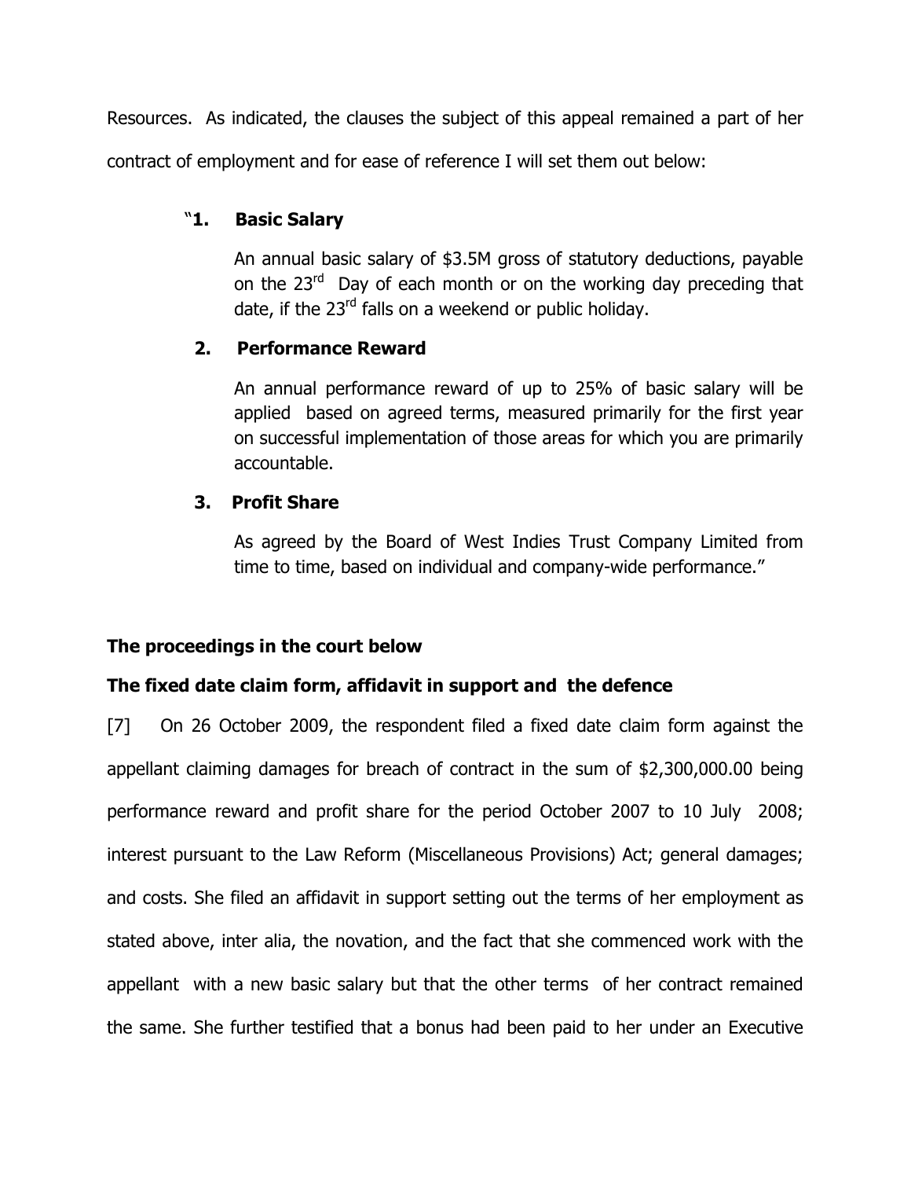Resources. As indicated, the clauses the subject of this appeal remained a part of her contract of employment and for ease of reference I will set them out below:

> "**1. Basic Salary**
>
> An annual basic salary of $3.5M gross of statutory deductions, payable on the 23rd Day of each month or on the working day preceding that date, if the 23rd falls on a weekend or public holiday.
>
> **2. Performance Reward**
>
> An annual performance reward of up to 25% of basic salary will be applied based on agreed terms, measured primarily for the first year on successful implementation of those areas for which you are primarily accountable.
>
> **3. Profit Share**
>
> As agreed by the Board of West Indies Trust Company Limited from time to time, based on individual and company-wide performance."

### The proceedings in the court below

### The fixed date claim form, affidavit in support and the defence

[7] On 26 October 2009, the respondent filed a fixed date claim form against the appellant claiming damages for breach of contract in the sum of $2,300,000.00 being performance reward and profit share for the period October 2007 to 10 July 2008; interest pursuant to the Law Reform (Miscellaneous Provisions) Act; general damages; and costs. She filed an affidavit in support setting out the terms of her employment as stated above, inter alia, the novation, and the fact that she commenced work with the appellant with a new basic salary but that the other terms of her contract remained the same. She further testified that a bonus had been paid to her under an Executive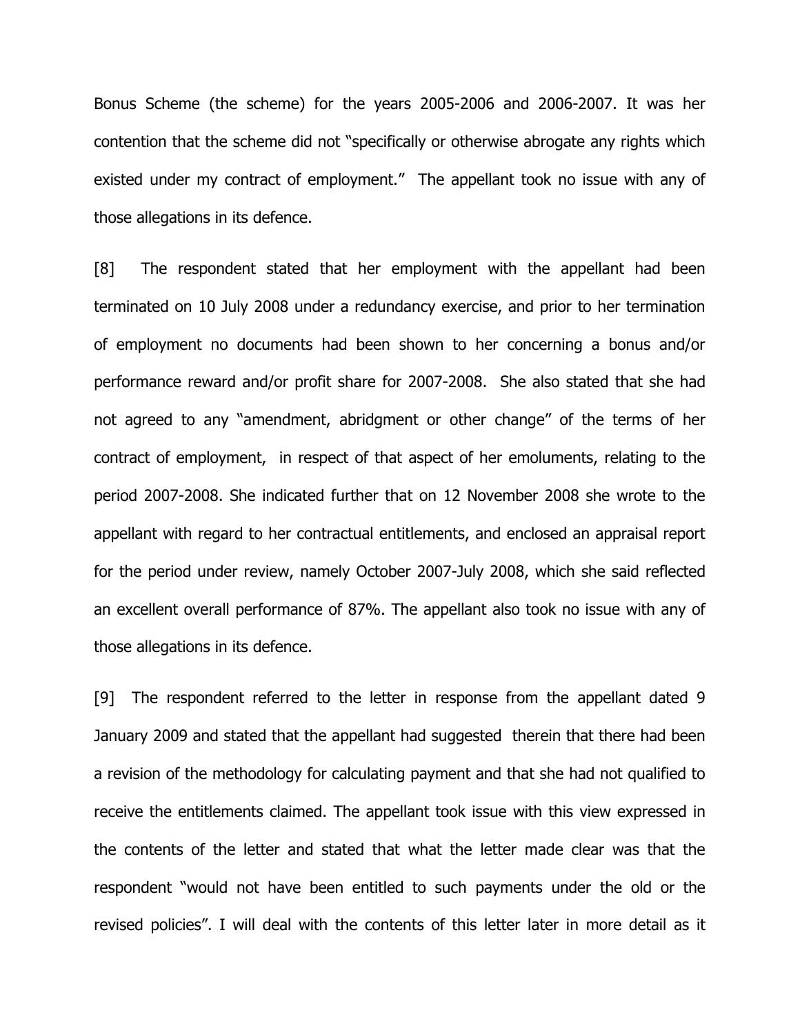Bonus Scheme (the scheme) for the years 2005-2006 and 2006-2007. It was her contention that the scheme did not "specifically or otherwise abrogate any rights which existed under my contract of employment." The appellant took no issue with any of those allegations in its defence.

[8] The respondent stated that her employment with the appellant had been terminated on 10 July 2008 under a redundancy exercise, and prior to her termination of employment no documents had been shown to her concerning a bonus and/or performance reward and/or profit share for 2007-2008. She also stated that she had not agreed to any "amendment, abridgment or other change" of the terms of her contract of employment, in respect of that aspect of her emoluments, relating to the period 2007-2008. She indicated further that on 12 November 2008 she wrote to the appellant with regard to her contractual entitlements, and enclosed an appraisal report for the period under review, namely October 2007-July 2008, which she said reflected an excellent overall performance of 87%. The appellant also took no issue with any of those allegations in its defence.

[9] The respondent referred to the letter in response from the appellant dated 9 January 2009 and stated that the appellant had suggested therein that there had been a revision of the methodology for calculating payment and that she had not qualified to receive the entitlements claimed. The appellant took issue with this view expressed in the contents of the letter and stated that what the letter made clear was that the respondent "would not have been entitled to such payments under the old or the revised policies". I will deal with the contents of this letter later in more detail as it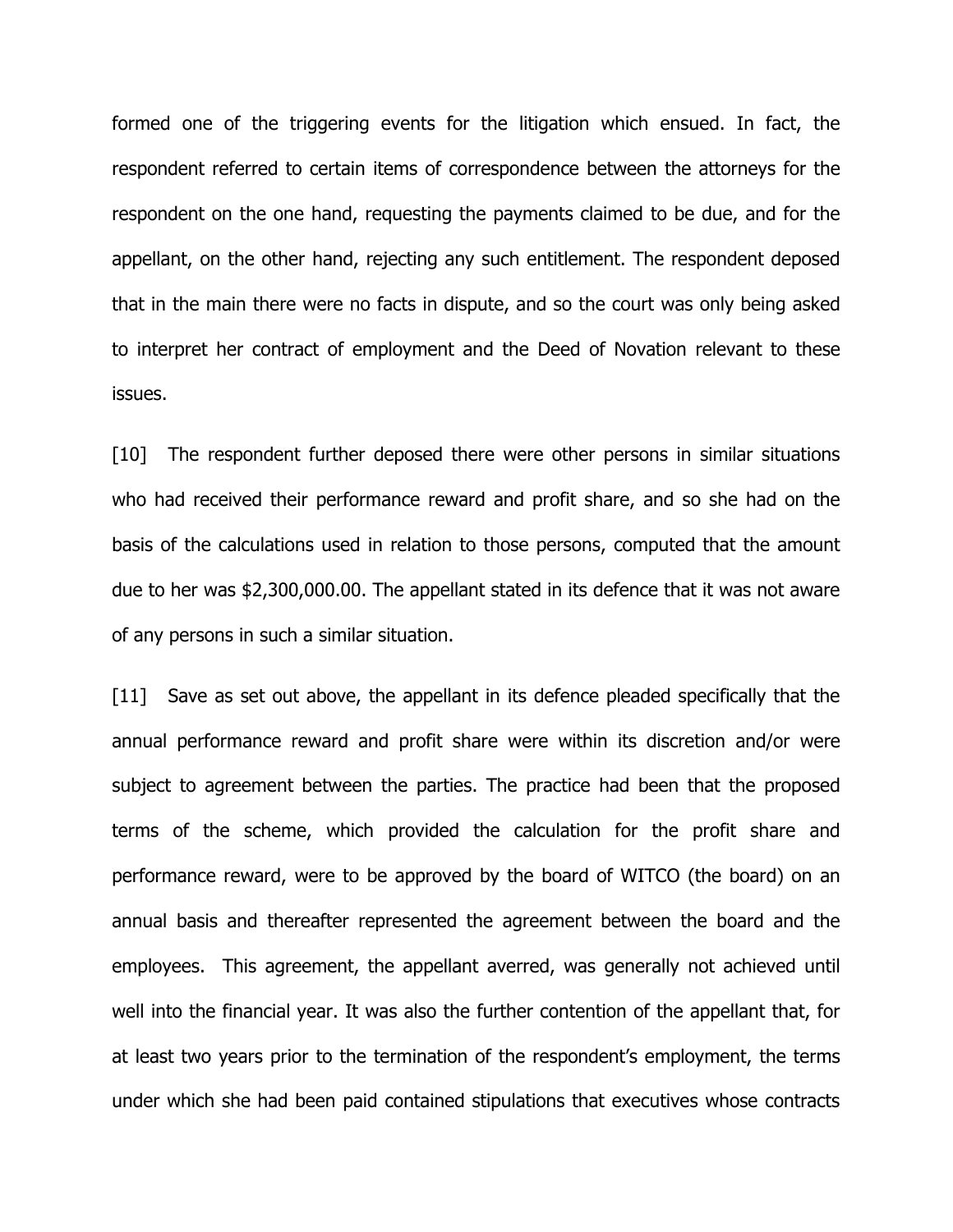formed one of the triggering events for the litigation which ensued. In fact, the respondent referred to certain items of correspondence between the attorneys for the respondent on the one hand, requesting the payments claimed to be due, and for the appellant, on the other hand, rejecting any such entitlement. The respondent deposed that in the main there were no facts in dispute, and so the court was only being asked to interpret her contract of employment and the Deed of Novation relevant to these issues.

[10] The respondent further deposed there were other persons in similar situations who had received their performance reward and profit share, and so she had on the basis of the calculations used in relation to those persons, computed that the amount due to her was $2,300,000.00. The appellant stated in its defence that it was not aware of any persons in such a similar situation.

[11] Save as set out above, the appellant in its defence pleaded specifically that the annual performance reward and profit share were within its discretion and/or were subject to agreement between the parties. The practice had been that the proposed terms of the scheme, which provided the calculation for the profit share and performance reward, were to be approved by the board of WITCO (the board) on an annual basis and thereafter represented the agreement between the board and the employees. This agreement, the appellant averred, was generally not achieved until well into the financial year. It was also the further contention of the appellant that, for at least two years prior to the termination of the respondent's employment, the terms under which she had been paid contained stipulations that executives whose contracts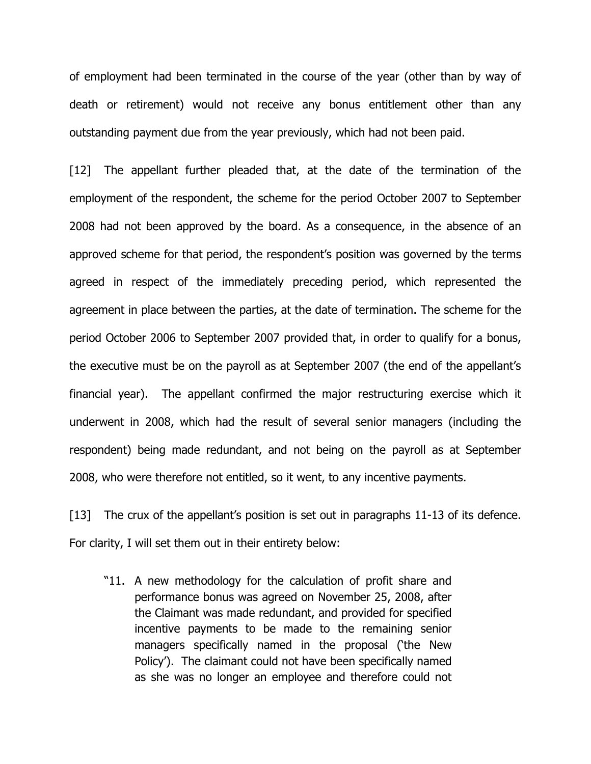of employment had been terminated in the course of the year (other than by way of death or retirement) would not receive any bonus entitlement other than any outstanding payment due from the year previously, which had not been paid.

[12] The appellant further pleaded that, at the date of the termination of the employment of the respondent, the scheme for the period October 2007 to September 2008 had not been approved by the board. As a consequence, in the absence of an approved scheme for that period, the respondent's position was governed by the terms agreed in respect of the immediately preceding period, which represented the agreement in place between the parties, at the date of termination. The scheme for the period October 2006 to September 2007 provided that, in order to qualify for a bonus, the executive must be on the payroll as at September 2007 (the end of the appellant's financial year). The appellant confirmed the major restructuring exercise which it underwent in 2008, which had the result of several senior managers (including the respondent) being made redundant, and not being on the payroll as at September 2008, who were therefore not entitled, so it went, to any incentive payments.

[13] The crux of the appellant's position is set out in paragraphs 11-13 of its defence. For clarity, I will set them out in their entirety below:

> "11. A new methodology for the calculation of profit share and performance bonus was agreed on November 25, 2008, after the Claimant was made redundant, and provided for specified incentive payments to be made to the remaining senior managers specifically named in the proposal ('the New Policy'). The claimant could not have been specifically named as she was no longer an employee and therefore could not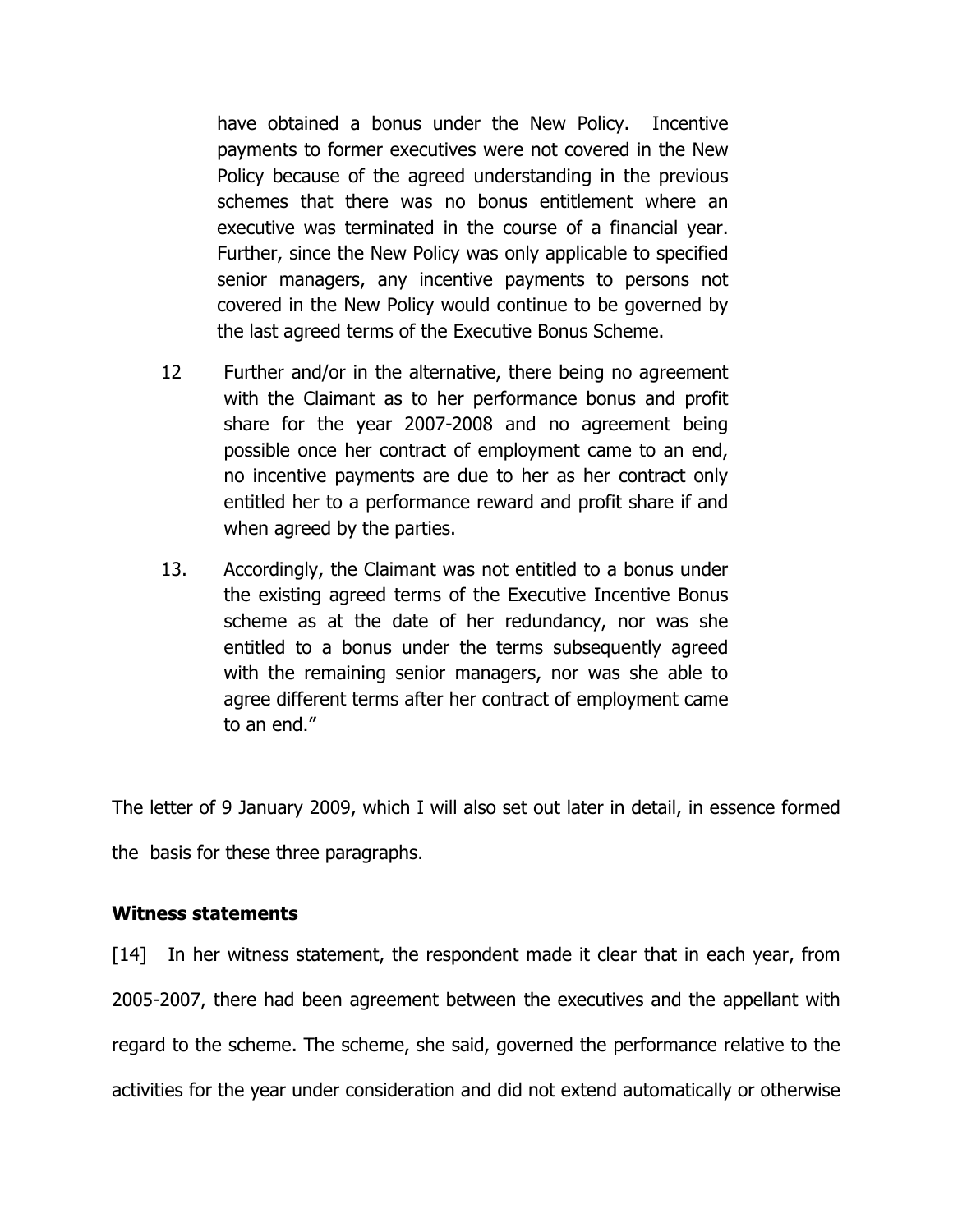> have obtained a bonus under the New Policy. Incentive payments to former executives were not covered in the New Policy because of the agreed understanding in the previous schemes that there was no bonus entitlement where an executive was terminated in the course of a financial year. Further, since the New Policy was only applicable to specified senior managers, any incentive payments to persons not covered in the New Policy would continue to be governed by the last agreed terms of the Executive Bonus Scheme.
>
> 12 Further and/or in the alternative, there being no agreement with the Claimant as to her performance bonus and profit share for the year 2007-2008 and no agreement being possible once her contract of employment came to an end, no incentive payments are due to her as her contract only entitled her to a performance reward and profit share if and when agreed by the parties.
>
> 13. Accordingly, the Claimant was not entitled to a bonus under the existing agreed terms of the Executive Incentive Bonus scheme as at the date of her redundancy, nor was she entitled to a bonus under the terms subsequently agreed with the remaining senior managers, nor was she able to agree different terms after her contract of employment came to an end."

The letter of 9 January 2009, which I will also set out later in detail, in essence formed the basis for these three paragraphs.

**Witness statements**

[14] In her witness statement, the respondent made it clear that in each year, from 2005-2007, there had been agreement between the executives and the appellant with regard to the scheme. The scheme, she said, governed the performance relative to the activities for the year under consideration and did not extend automatically or otherwise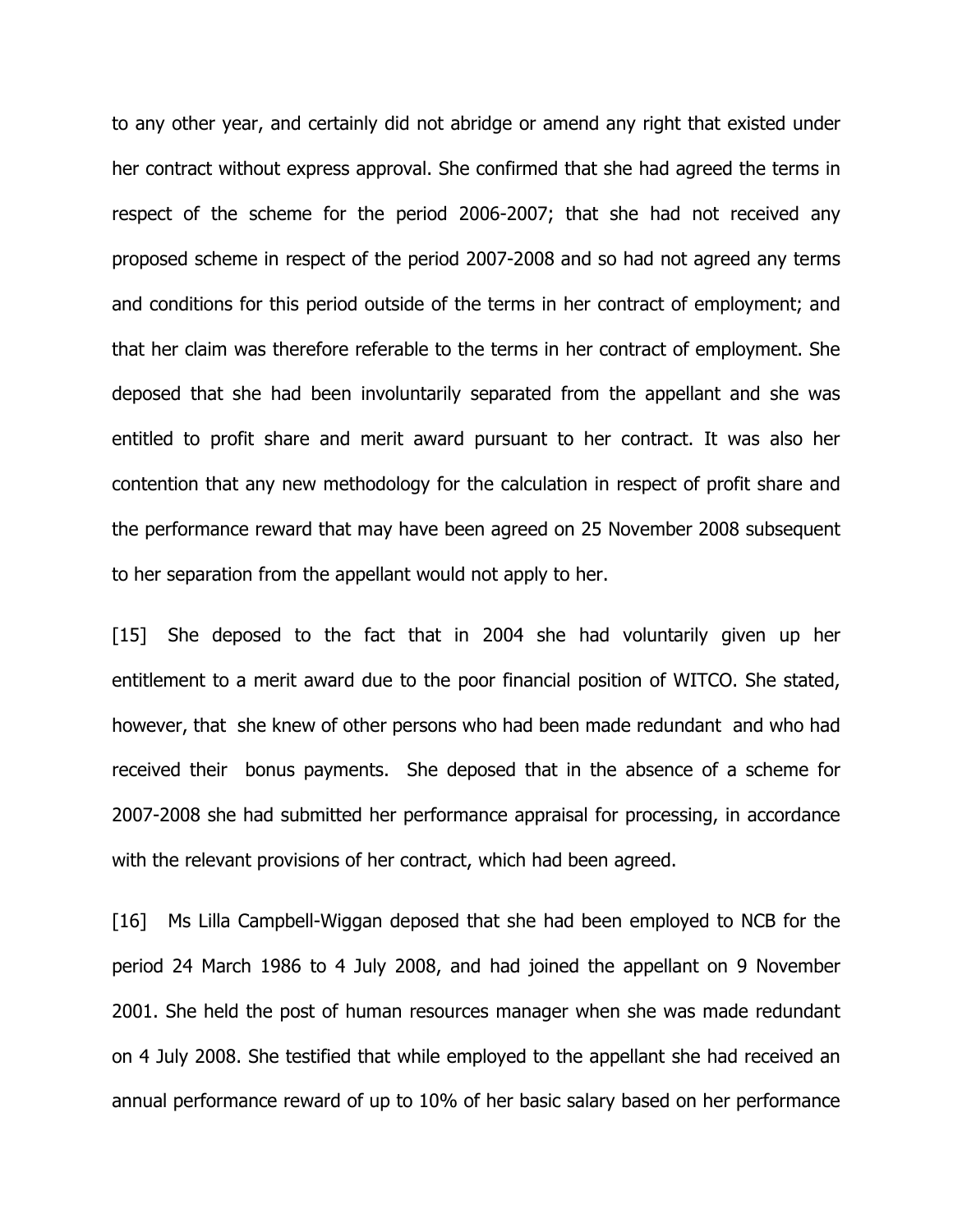to any other year, and certainly did not abridge or amend any right that existed under her contract without express approval. She confirmed that she had agreed the terms in respect of the scheme for the period 2006-2007; that she had not received any proposed scheme in respect of the period 2007-2008 and so had not agreed any terms and conditions for this period outside of the terms in her contract of employment; and that her claim was therefore referable to the terms in her contract of employment. She deposed that she had been involuntarily separated from the appellant and she was entitled to profit share and merit award pursuant to her contract. It was also her contention that any new methodology for the calculation in respect of profit share and the performance reward that may have been agreed on 25 November 2008 subsequent to her separation from the appellant would not apply to her.

[15] She deposed to the fact that in 2004 she had voluntarily given up her entitlement to a merit award due to the poor financial position of WITCO. She stated, however, that she knew of other persons who had been made redundant and who had received their bonus payments. She deposed that in the absence of a scheme for 2007-2008 she had submitted her performance appraisal for processing, in accordance with the relevant provisions of her contract, which had been agreed.

[16] Ms Lilla Campbell-Wiggan deposed that she had been employed to NCB for the period 24 March 1986 to 4 July 2008, and had joined the appellant on 9 November 2001. She held the post of human resources manager when she was made redundant on 4 July 2008. She testified that while employed to the appellant she had received an annual performance reward of up to 10% of her basic salary based on her performance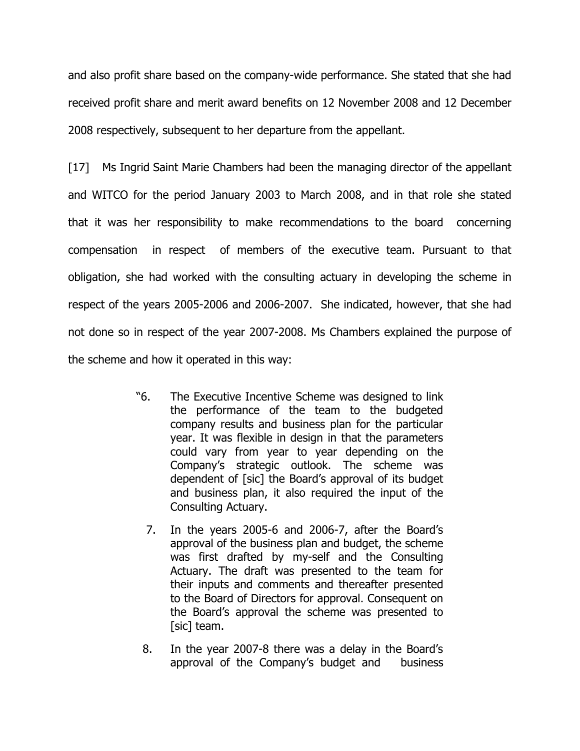and also profit share based on the company-wide performance. She stated that she had received profit share and merit award benefits on 12 November 2008 and 12 December 2008 respectively, subsequent to her departure from the appellant.

[17] Ms Ingrid Saint Marie Chambers had been the managing director of the appellant and WITCO for the period January 2003 to March 2008, and in that role she stated that it was her responsibility to make recommendations to the board concerning compensation in respect of members of the executive team. Pursuant to that obligation, she had worked with the consulting actuary in developing the scheme in respect of the years 2005-2006 and 2006-2007. She indicated, however, that she had not done so in respect of the year 2007-2008. Ms Chambers explained the purpose of the scheme and how it operated in this way:

> "6. The Executive Incentive Scheme was designed to link the performance of the team to the budgeted company results and business plan for the particular year. It was flexible in design in that the parameters could vary from year to year depending on the Company's strategic outlook. The scheme was dependent of [sic] the Board's approval of its budget and business plan, it also required the input of the Consulting Actuary.
>
> 7. In the years 2005-6 and 2006-7, after the Board's approval of the business plan and budget, the scheme was first drafted by my-self and the Consulting Actuary. The draft was presented to the team for their inputs and comments and thereafter presented to the Board of Directors for approval. Consequent on the Board's approval the scheme was presented to [sic] team.
>
> 8. In the year 2007-8 there was a delay in the Board's approval of the Company's budget and business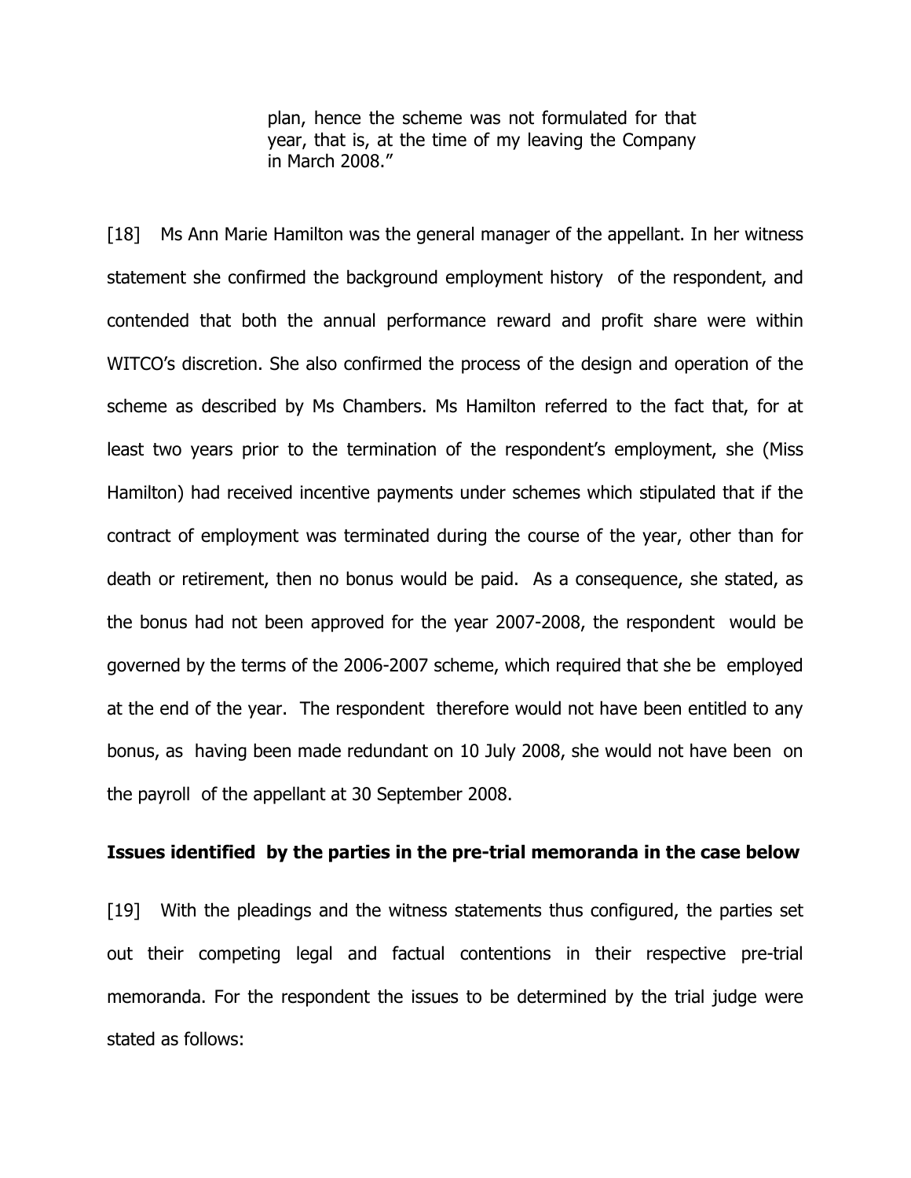> plan, hence the scheme was not formulated for that year, that is, at the time of my leaving the Company in March 2008."

[18] Ms Ann Marie Hamilton was the general manager of the appellant. In her witness statement she confirmed the background employment history of the respondent, and contended that both the annual performance reward and profit share were within WITCO's discretion. She also confirmed the process of the design and operation of the scheme as described by Ms Chambers. Ms Hamilton referred to the fact that, for at least two years prior to the termination of the respondent's employment, she (Miss Hamilton) had received incentive payments under schemes which stipulated that if the contract of employment was terminated during the course of the year, other than for death or retirement, then no bonus would be paid. As a consequence, she stated, as the bonus had not been approved for the year 2007-2008, the respondent would be governed by the terms of the 2006-2007 scheme, which required that she be employed at the end of the year. The respondent therefore would not have been entitled to any bonus, as having been made redundant on 10 July 2008, she would not have been on the payroll of the appellant at 30 September 2008.

**Issues identified by the parties in the pre-trial memoranda in the case below**

[19] With the pleadings and the witness statements thus configured, the parties set out their competing legal and factual contentions in their respective pre-trial memoranda. For the respondent the issues to be determined by the trial judge were stated as follows: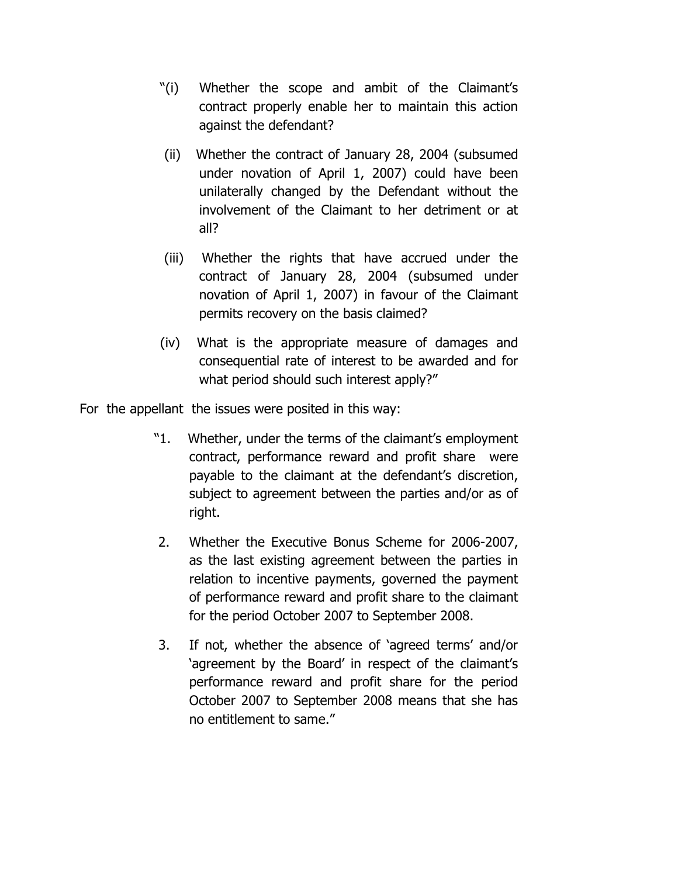"(i) Whether the scope and ambit of the Claimant's contract properly enable her to maintain this action against the defendant?

(ii) Whether the contract of January 28, 2004 (subsumed under novation of April 1, 2007) could have been unilaterally changed by the Defendant without the involvement of the Claimant to her detriment or at all?

(iii) Whether the rights that have accrued under the contract of January 28, 2004 (subsumed under novation of April 1, 2007) in favour of the Claimant permits recovery on the basis claimed?

(iv) What is the appropriate measure of damages and consequential rate of interest to be awarded and for what period should such interest apply?"

For the appellant the issues were posited in this way:

"1. Whether, under the terms of the claimant's employment contract, performance reward and profit share were payable to the claimant at the defendant's discretion, subject to agreement between the parties and/or as of right.

2. Whether the Executive Bonus Scheme for 2006-2007, as the last existing agreement between the parties in relation to incentive payments, governed the payment of performance reward and profit share to the claimant for the period October 2007 to September 2008.

3. If not, whether the absence of 'agreed terms' and/or 'agreement by the Board' in respect of the claimant's performance reward and profit share for the period October 2007 to September 2008 means that she has no entitlement to same."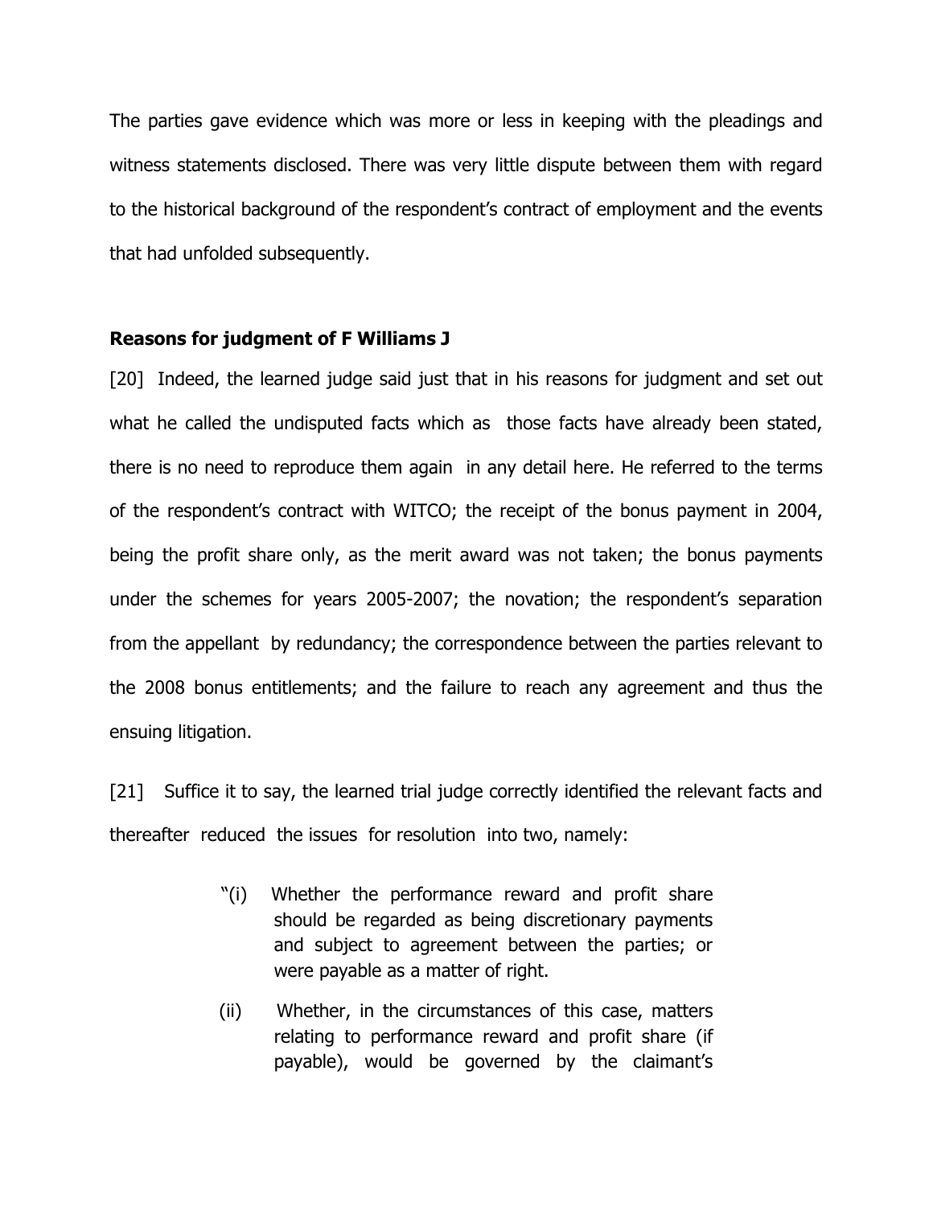The parties gave evidence which was more or less in keeping with the pleadings and witness statements disclosed. There was very little dispute between them with regard to the historical background of the respondent's contract of employment and the events that had unfolded subsequently.

**Reasons for judgment of F Williams J**

[20] Indeed, the learned judge said just that in his reasons for judgment and set out what he called the undisputed facts which as those facts have already been stated, there is no need to reproduce them again in any detail here. He referred to the terms of the respondent's contract with WITCO; the receipt of the bonus payment in 2004, being the profit share only, as the merit award was not taken; the bonus payments under the schemes for years 2005-2007; the novation; the respondent's separation from the appellant by redundancy; the correspondence between the parties relevant to the 2008 bonus entitlements; and the failure to reach any agreement and thus the ensuing litigation.

[21] Suffice it to say, the learned trial judge correctly identified the relevant facts and thereafter reduced the issues for resolution into two, namely:

> "(i) Whether the performance reward and profit share should be regarded as being discretionary payments and subject to agreement between the parties; or were payable as a matter of right.
>
> (ii) Whether, in the circumstances of this case, matters relating to performance reward and profit share (if payable), would be governed by the claimant's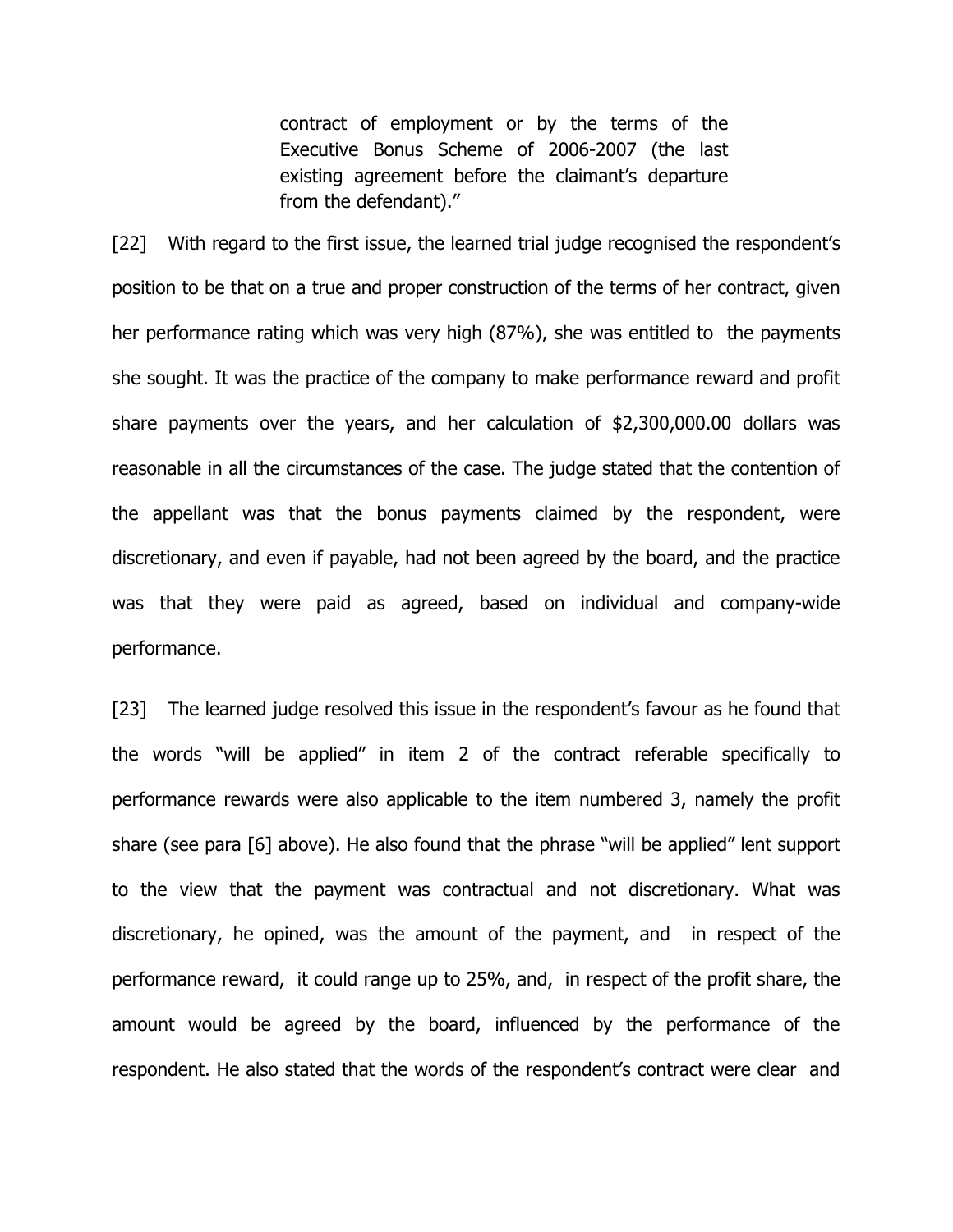> contract of employment or by the terms of the Executive Bonus Scheme of 2006-2007 (the last existing agreement before the claimant's departure from the defendant)."

[22] With regard to the first issue, the learned trial judge recognised the respondent's position to be that on a true and proper construction of the terms of her contract, given her performance rating which was very high (87%), she was entitled to the payments she sought. It was the practice of the company to make performance reward and profit share payments over the years, and her calculation of $2,300,000.00 dollars was reasonable in all the circumstances of the case. The judge stated that the contention of the appellant was that the bonus payments claimed by the respondent, were discretionary, and even if payable, had not been agreed by the board, and the practice was that they were paid as agreed, based on individual and company-wide performance.

[23] The learned judge resolved this issue in the respondent's favour as he found that the words "will be applied" in item 2 of the contract referable specifically to performance rewards were also applicable to the item numbered 3, namely the profit share (see para [6] above). He also found that the phrase "will be applied" lent support to the view that the payment was contractual and not discretionary. What was discretionary, he opined, was the amount of the payment, and in respect of the performance reward, it could range up to 25%, and, in respect of the profit share, the amount would be agreed by the board, influenced by the performance of the respondent. He also stated that the words of the respondent's contract were clear and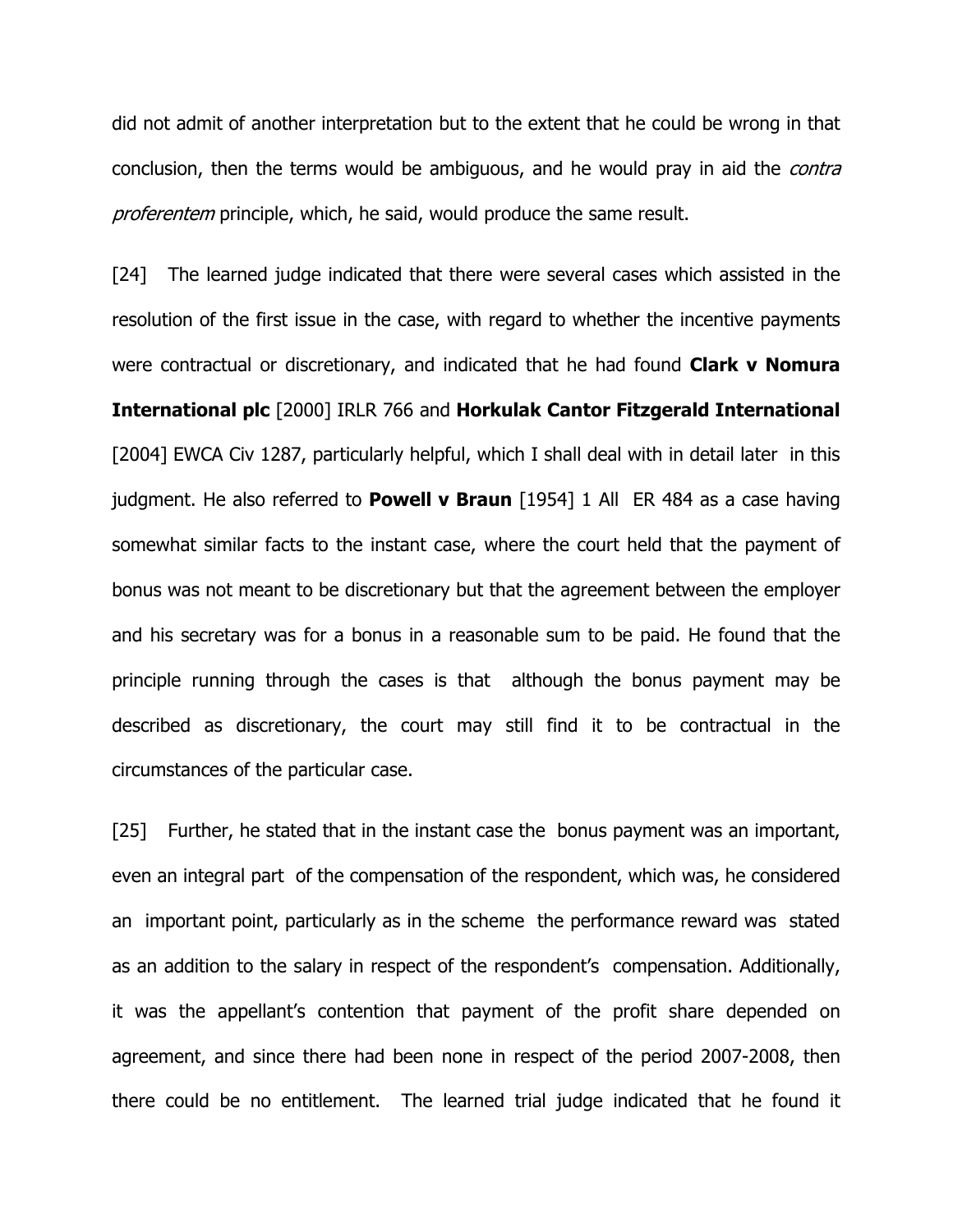did not admit of another interpretation but to the extent that he could be wrong in that conclusion, then the terms would be ambiguous, and he would pray in aid the *contra proferentem* principle, which, he said, would produce the same result.

[24] The learned judge indicated that there were several cases which assisted in the resolution of the first issue in the case, with regard to whether the incentive payments were contractual or discretionary, and indicated that he had found **Clark v Nomura International plc** [2000] IRLR 766 and **Horkulak Cantor Fitzgerald International** [2004] EWCA Civ 1287, particularly helpful, which I shall deal with in detail later in this judgment. He also referred to **Powell v Braun** [1954] 1 All ER 484 as a case having somewhat similar facts to the instant case, where the court held that the payment of bonus was not meant to be discretionary but that the agreement between the employer and his secretary was for a bonus in a reasonable sum to be paid. He found that the principle running through the cases is that although the bonus payment may be described as discretionary, the court may still find it to be contractual in the circumstances of the particular case.

[25] Further, he stated that in the instant case the bonus payment was an important, even an integral part of the compensation of the respondent, which was, he considered an important point, particularly as in the scheme the performance reward was stated as an addition to the salary in respect of the respondent's compensation. Additionally, it was the appellant's contention that payment of the profit share depended on agreement, and since there had been none in respect of the period 2007-2008, then there could be no entitlement. The learned trial judge indicated that he found it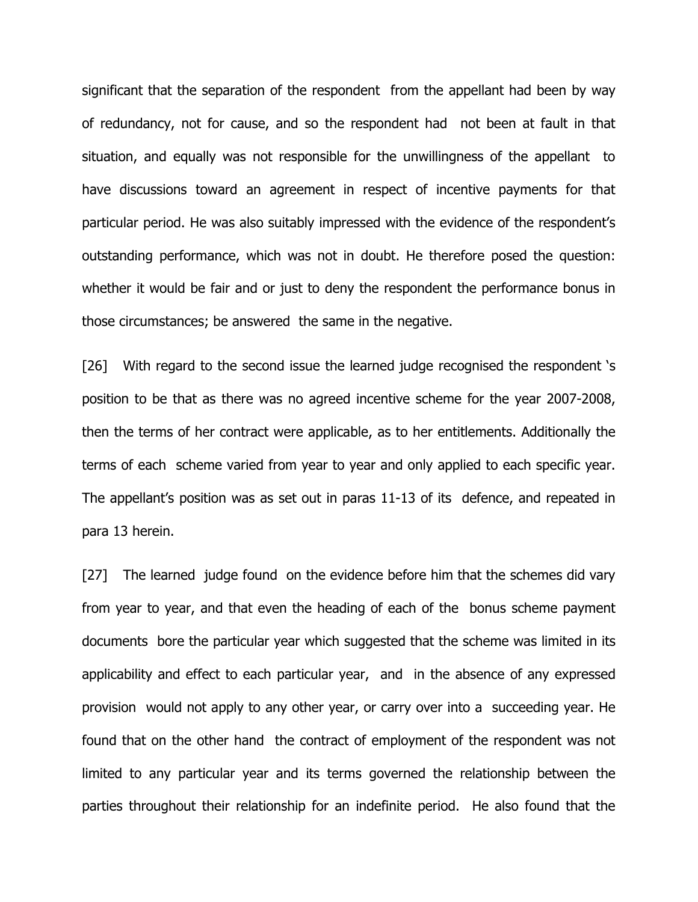significant that the separation of the respondent from the appellant had been by way of redundancy, not for cause, and so the respondent had not been at fault in that situation, and equally was not responsible for the unwillingness of the appellant to have discussions toward an agreement in respect of incentive payments for that particular period. He was also suitably impressed with the evidence of the respondent's outstanding performance, which was not in doubt. He therefore posed the question: whether it would be fair and or just to deny the respondent the performance bonus in those circumstances; be answered the same in the negative.

[26] With regard to the second issue the learned judge recognised the respondent 's position to be that as there was no agreed incentive scheme for the year 2007-2008, then the terms of her contract were applicable, as to her entitlements. Additionally the terms of each scheme varied from year to year and only applied to each specific year. The appellant's position was as set out in paras 11-13 of its defence, and repeated in para 13 herein.

[27] The learned judge found on the evidence before him that the schemes did vary from year to year, and that even the heading of each of the bonus scheme payment documents bore the particular year which suggested that the scheme was limited in its applicability and effect to each particular year, and in the absence of any expressed provision would not apply to any other year, or carry over into a succeeding year. He found that on the other hand the contract of employment of the respondent was not limited to any particular year and its terms governed the relationship between the parties throughout their relationship for an indefinite period. He also found that the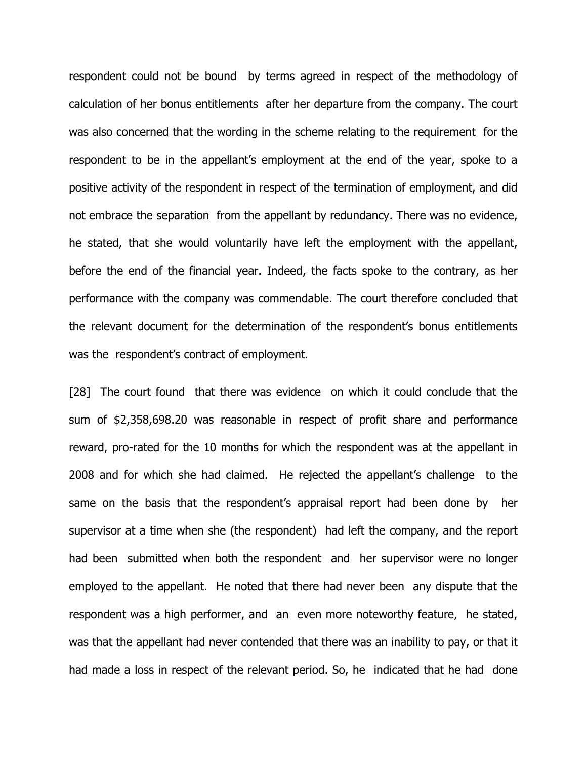respondent could not be bound by terms agreed in respect of the methodology of calculation of her bonus entitlements after her departure from the company. The court was also concerned that the wording in the scheme relating to the requirement for the respondent to be in the appellant's employment at the end of the year, spoke to a positive activity of the respondent in respect of the termination of employment, and did not embrace the separation from the appellant by redundancy. There was no evidence, he stated, that she would voluntarily have left the employment with the appellant, before the end of the financial year. Indeed, the facts spoke to the contrary, as her performance with the company was commendable. The court therefore concluded that the relevant document for the determination of the respondent's bonus entitlements was the respondent's contract of employment.

[28] The court found that there was evidence on which it could conclude that the sum of $2,358,698.20 was reasonable in respect of profit share and performance reward, pro-rated for the 10 months for which the respondent was at the appellant in 2008 and for which she had claimed. He rejected the appellant's challenge to the same on the basis that the respondent's appraisal report had been done by her supervisor at a time when she (the respondent) had left the company, and the report had been submitted when both the respondent and her supervisor were no longer employed to the appellant. He noted that there had never been any dispute that the respondent was a high performer, and an even more noteworthy feature, he stated, was that the appellant had never contended that there was an inability to pay, or that it had made a loss in respect of the relevant period. So, he indicated that he had done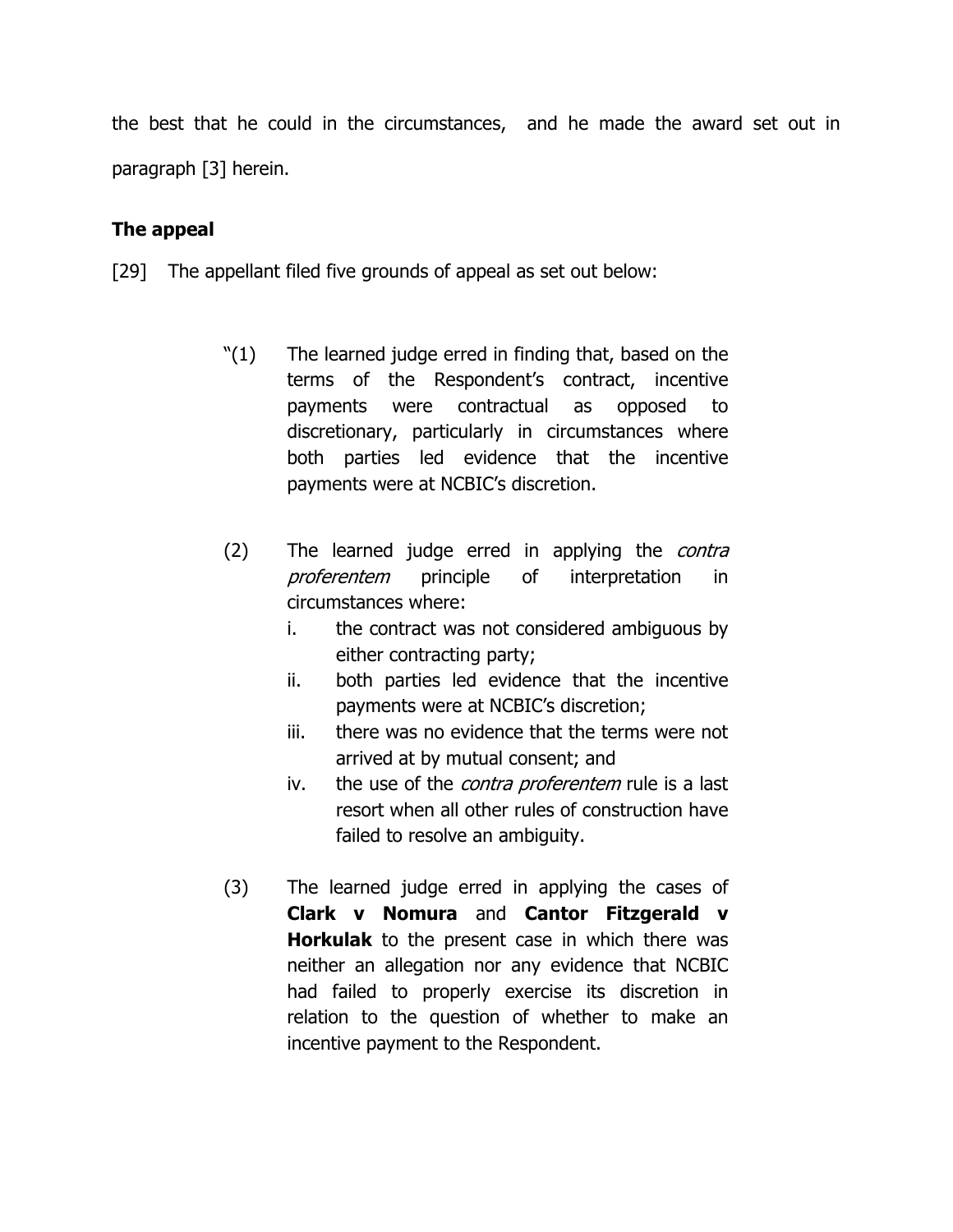the best that he could in the circumstances, and he made the award set out in paragraph [3] herein.

**The appeal**

[29] The appellant filed five grounds of appeal as set out below:

"(1) The learned judge erred in finding that, based on the terms of the Respondent's contract, incentive payments were contractual as opposed to discretionary, particularly in circumstances where both parties led evidence that the incentive payments were at NCBIC's discretion.

(2) The learned judge erred in applying the *contra proferentem* principle of interpretation in circumstances where:

  i. the contract was not considered ambiguous by either contracting party;
  ii. both parties led evidence that the incentive payments were at NCBIC's discretion;
  iii. there was no evidence that the terms were not arrived at by mutual consent; and
  iv. the use of the *contra proferentem* rule is a last resort when all other rules of construction have failed to resolve an ambiguity.

(3) The learned judge erred in applying the cases of **Clark v Nomura** and **Cantor Fitzgerald v Horkulak** to the present case in which there was neither an allegation nor any evidence that NCBIC had failed to properly exercise its discretion in relation to the question of whether to make an incentive payment to the Respondent.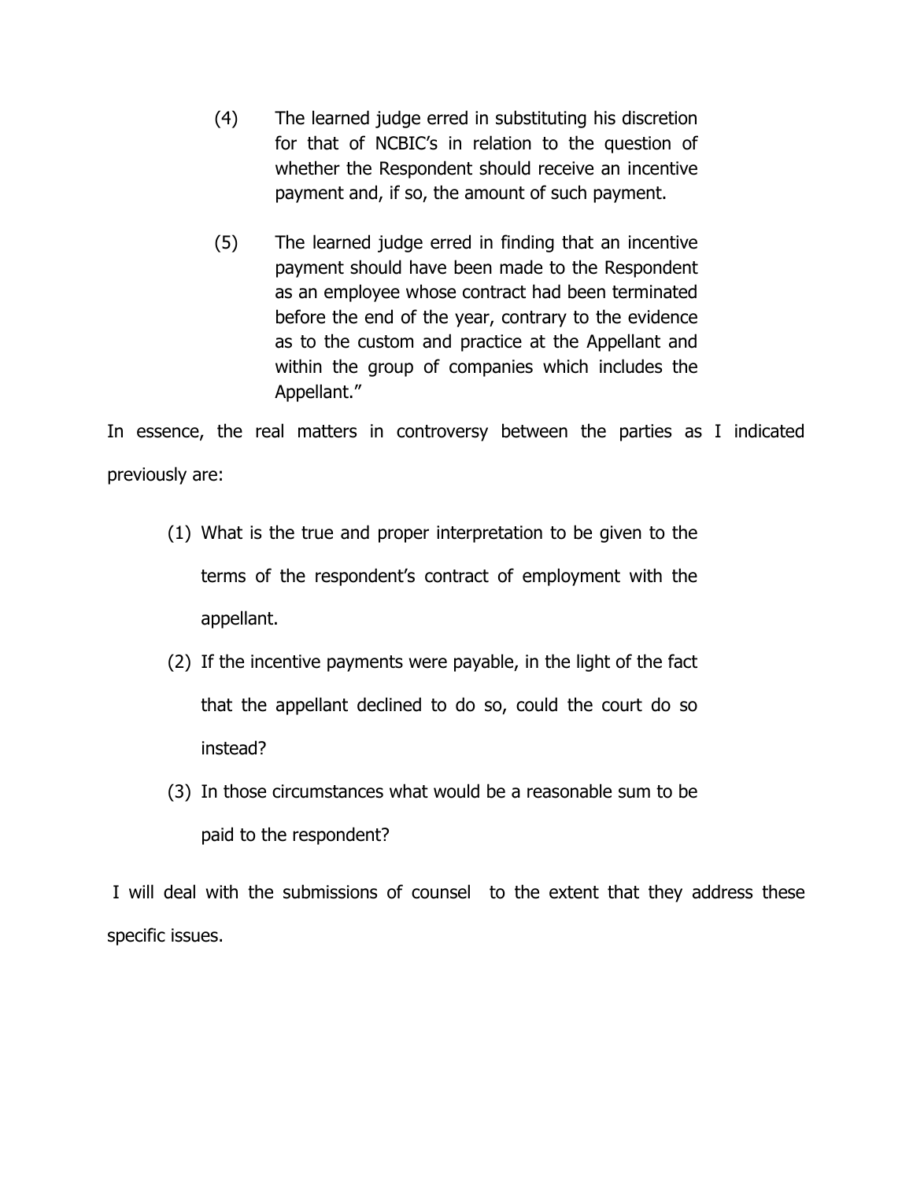> (4) The learned judge erred in substituting his discretion for that of NCBIC's in relation to the question of whether the Respondent should receive an incentive payment and, if so, the amount of such payment.
>
> (5) The learned judge erred in finding that an incentive payment should have been made to the Respondent as an employee whose contract had been terminated before the end of the year, contrary to the evidence as to the custom and practice at the Appellant and within the group of companies which includes the Appellant."

In essence, the real matters in controversy between the parties as I indicated previously are:

1. What is the true and proper interpretation to be given to the terms of the respondent's contract of employment with the appellant.
2. If the incentive payments were payable, in the light of the fact that the appellant declined to do so, could the court do so instead?
3. In those circumstances what would be a reasonable sum to be paid to the respondent?

I will deal with the submissions of counsel to the extent that they address these specific issues.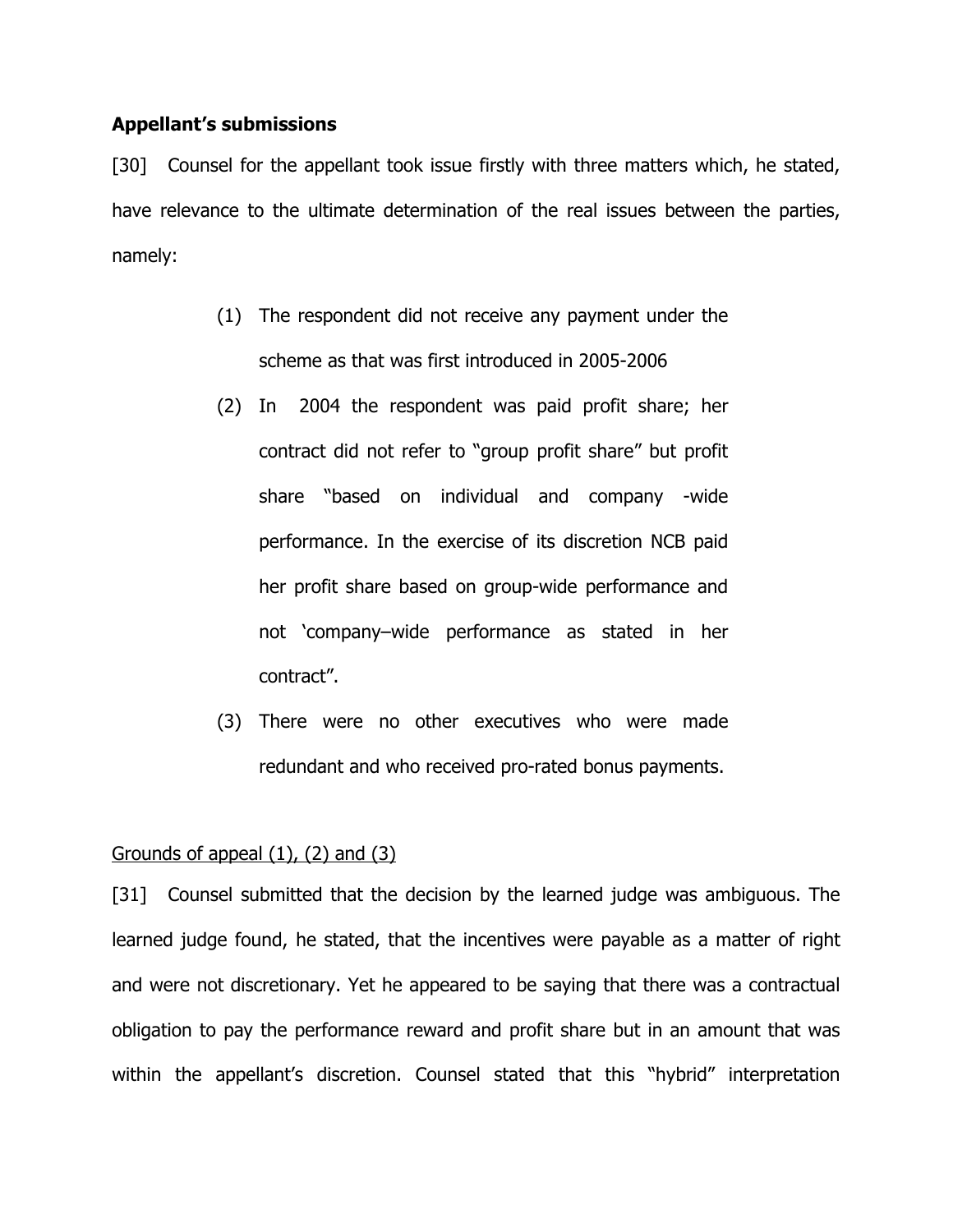**Appellant's submissions**

[30] Counsel for the appellant took issue firstly with three matters which, he stated, have relevance to the ultimate determination of the real issues between the parties, namely:

> (1) The respondent did not receive any payment under the scheme as that was first introduced in 2005-2006
>
> (2) In 2004 the respondent was paid profit share; her contract did not refer to "group profit share" but profit share "based on individual and company -wide performance. In the exercise of its discretion NCB paid her profit share based on group-wide performance and not 'company–wide performance as stated in her contract".
>
> (3) There were no other executives who were made redundant and who received pro-rated bonus payments.

<u>Grounds of appeal (1), (2) and (3)</u>

[31] Counsel submitted that the decision by the learned judge was ambiguous. The learned judge found, he stated, that the incentives were payable as a matter of right and were not discretionary. Yet he appeared to be saying that there was a contractual obligation to pay the performance reward and profit share but in an amount that was within the appellant's discretion. Counsel stated that this "hybrid" interpretation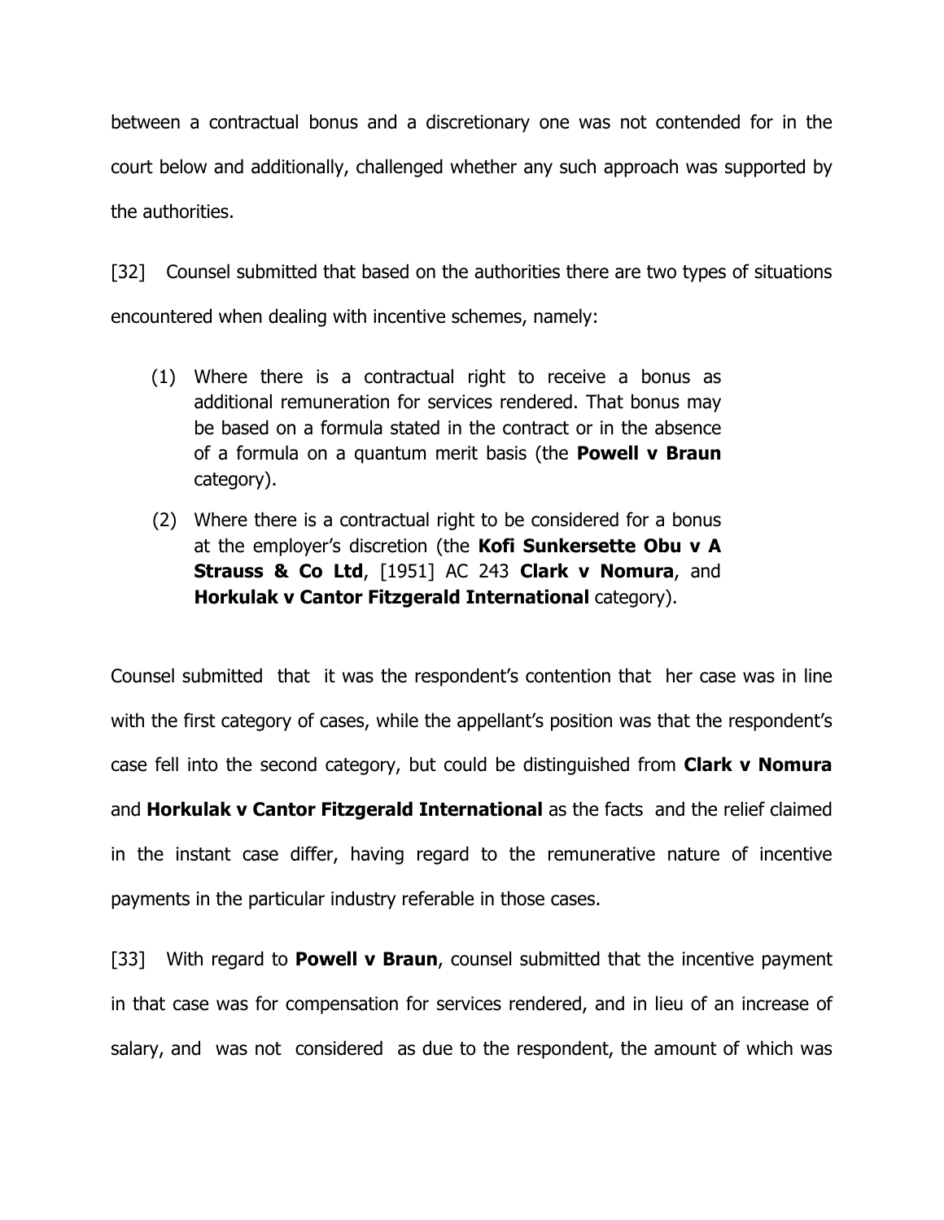between a contractual bonus and a discretionary one was not contended for in the court below and additionally, challenged whether any such approach was supported by the authorities.

[32] Counsel submitted that based on the authorities there are two types of situations encountered when dealing with incentive schemes, namely:

> (1) Where there is a contractual right to receive a bonus as additional remuneration for services rendered. That bonus may be based on a formula stated in the contract or in the absence of a formula on a quantum merit basis (the **Powell v Braun** category).
>
> (2) Where there is a contractual right to be considered for a bonus at the employer's discretion (the **Kofi Sunkersette Obu v A Strauss & Co Ltd**, [1951] AC 243 **Clark v Nomura**, and **Horkulak v Cantor Fitzgerald International** category).

Counsel submitted that it was the respondent's contention that her case was in line with the first category of cases, while the appellant's position was that the respondent's case fell into the second category, but could be distinguished from **Clark v Nomura** and **Horkulak v Cantor Fitzgerald International** as the facts and the relief claimed in the instant case differ, having regard to the remunerative nature of incentive payments in the particular industry referable in those cases.

[33] With regard to **Powell v Braun**, counsel submitted that the incentive payment in that case was for compensation for services rendered, and in lieu of an increase of salary, and was not considered as due to the respondent, the amount of which was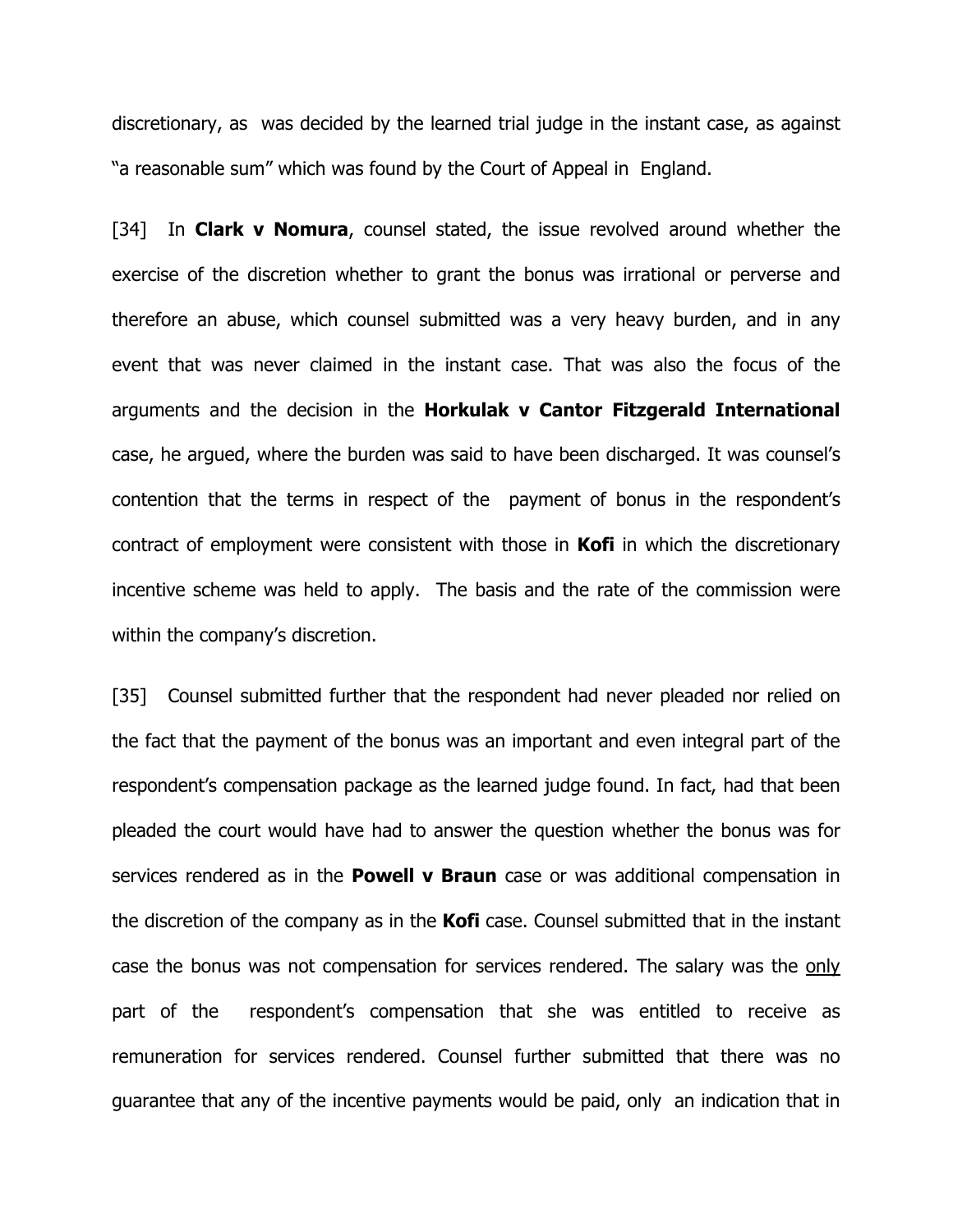discretionary, as was decided by the learned trial judge in the instant case, as against "a reasonable sum" which was found by the Court of Appeal in England.

[34] In **Clark v Nomura**, counsel stated, the issue revolved around whether the exercise of the discretion whether to grant the bonus was irrational or perverse and therefore an abuse, which counsel submitted was a very heavy burden, and in any event that was never claimed in the instant case. That was also the focus of the arguments and the decision in the **Horkulak v Cantor Fitzgerald International** case, he argued, where the burden was said to have been discharged. It was counsel's contention that the terms in respect of the payment of bonus in the respondent's contract of employment were consistent with those in **Kofi** in which the discretionary incentive scheme was held to apply. The basis and the rate of the commission were within the company's discretion.

[35] Counsel submitted further that the respondent had never pleaded nor relied on the fact that the payment of the bonus was an important and even integral part of the respondent's compensation package as the learned judge found. In fact, had that been pleaded the court would have had to answer the question whether the bonus was for services rendered as in the **Powell v Braun** case or was additional compensation in the discretion of the company as in the **Kofi** case. Counsel submitted that in the instant case the bonus was not compensation for services rendered. The salary was the <u>only</u> part of the respondent's compensation that she was entitled to receive as remuneration for services rendered. Counsel further submitted that there was no guarantee that any of the incentive payments would be paid, only an indication that in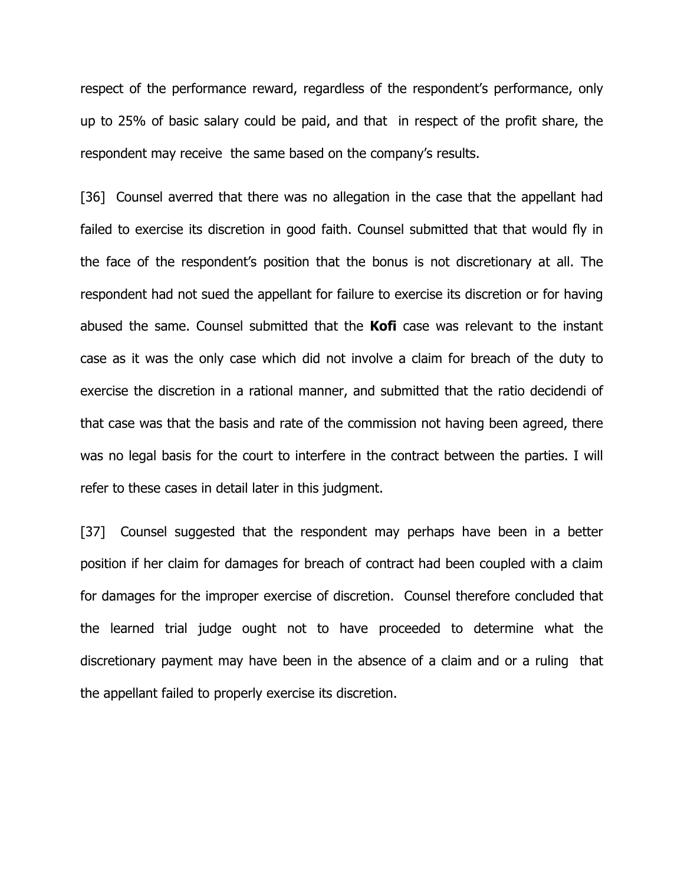respect of the performance reward, regardless of the respondent's performance, only up to 25% of basic salary could be paid, and that in respect of the profit share, the respondent may receive the same based on the company's results.

[36] Counsel averred that there was no allegation in the case that the appellant had failed to exercise its discretion in good faith. Counsel submitted that that would fly in the face of the respondent's position that the bonus is not discretionary at all. The respondent had not sued the appellant for failure to exercise its discretion or for having abused the same. Counsel submitted that the **Kofi** case was relevant to the instant case as it was the only case which did not involve a claim for breach of the duty to exercise the discretion in a rational manner, and submitted that the ratio decidendi of that case was that the basis and rate of the commission not having been agreed, there was no legal basis for the court to interfere in the contract between the parties. I will refer to these cases in detail later in this judgment.

[37] Counsel suggested that the respondent may perhaps have been in a better position if her claim for damages for breach of contract had been coupled with a claim for damages for the improper exercise of discretion. Counsel therefore concluded that the learned trial judge ought not to have proceeded to determine what the discretionary payment may have been in the absence of a claim and or a ruling that the appellant failed to properly exercise its discretion.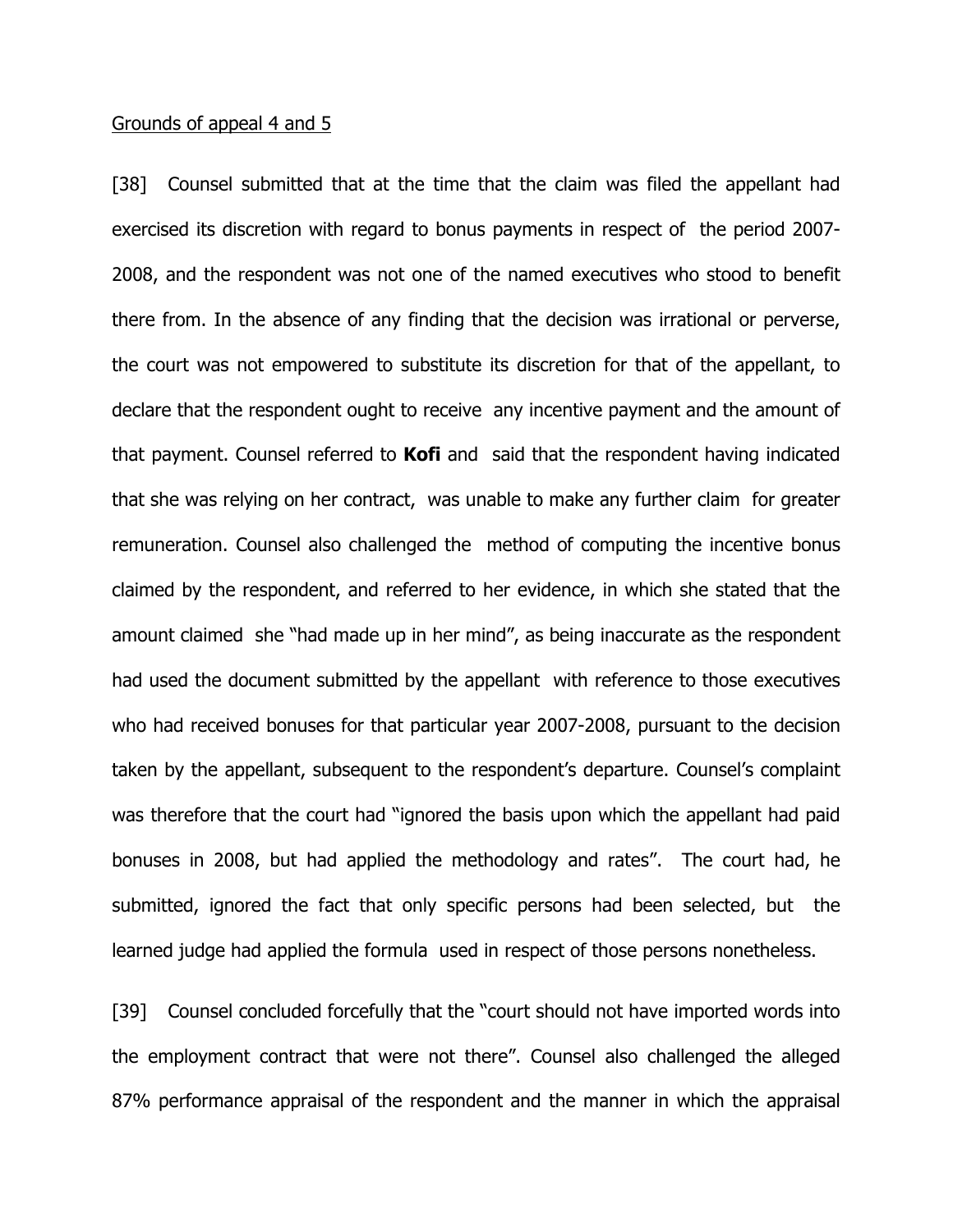Grounds of appeal 4 and 5

[38] Counsel submitted that at the time that the claim was filed the appellant had exercised its discretion with regard to bonus payments in respect of the period 2007-2008, and the respondent was not one of the named executives who stood to benefit there from. In the absence of any finding that the decision was irrational or perverse, the court was not empowered to substitute its discretion for that of the appellant, to declare that the respondent ought to receive any incentive payment and the amount of that payment. Counsel referred to **Kofi** and said that the respondent having indicated that she was relying on her contract, was unable to make any further claim for greater remuneration. Counsel also challenged the method of computing the incentive bonus claimed by the respondent, and referred to her evidence, in which she stated that the amount claimed she "had made up in her mind", as being inaccurate as the respondent had used the document submitted by the appellant with reference to those executives who had received bonuses for that particular year 2007-2008, pursuant to the decision taken by the appellant, subsequent to the respondent's departure. Counsel's complaint was therefore that the court had "ignored the basis upon which the appellant had paid bonuses in 2008, but had applied the methodology and rates". The court had, he submitted, ignored the fact that only specific persons had been selected, but the learned judge had applied the formula used in respect of those persons nonetheless.

[39] Counsel concluded forcefully that the "court should not have imported words into the employment contract that were not there". Counsel also challenged the alleged 87% performance appraisal of the respondent and the manner in which the appraisal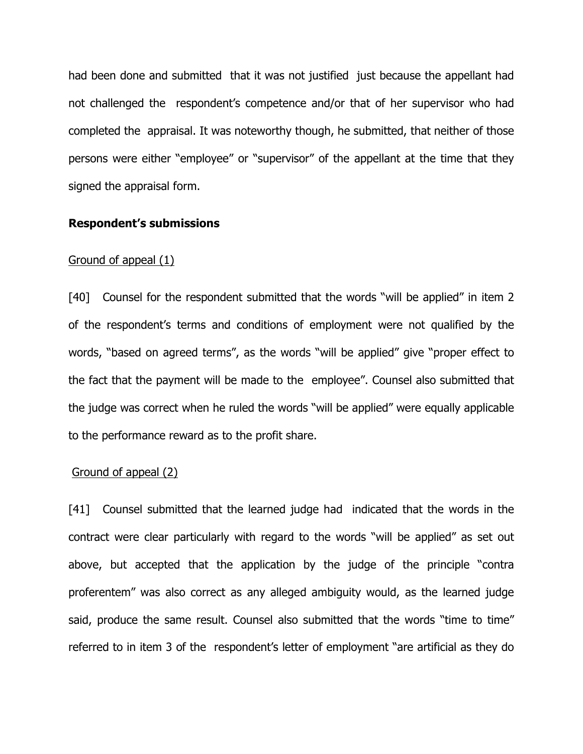had been done and submitted that it was not justified just because the appellant had not challenged the respondent's competence and/or that of her supervisor who had completed the appraisal. It was noteworthy though, he submitted, that neither of those persons were either "employee" or "supervisor" of the appellant at the time that they signed the appraisal form.

**Respondent's submissions**

Ground of appeal (1)

[40] Counsel for the respondent submitted that the words "will be applied" in item 2 of the respondent's terms and conditions of employment were not qualified by the words, "based on agreed terms", as the words "will be applied" give "proper effect to the fact that the payment will be made to the employee". Counsel also submitted that the judge was correct when he ruled the words "will be applied" were equally applicable to the performance reward as to the profit share.

Ground of appeal (2)

[41] Counsel submitted that the learned judge had indicated that the words in the contract were clear particularly with regard to the words "will be applied" as set out above, but accepted that the application by the judge of the principle "contra proferentem" was also correct as any alleged ambiguity would, as the learned judge said, produce the same result. Counsel also submitted that the words "time to time" referred to in item 3 of the respondent's letter of employment "are artificial as they do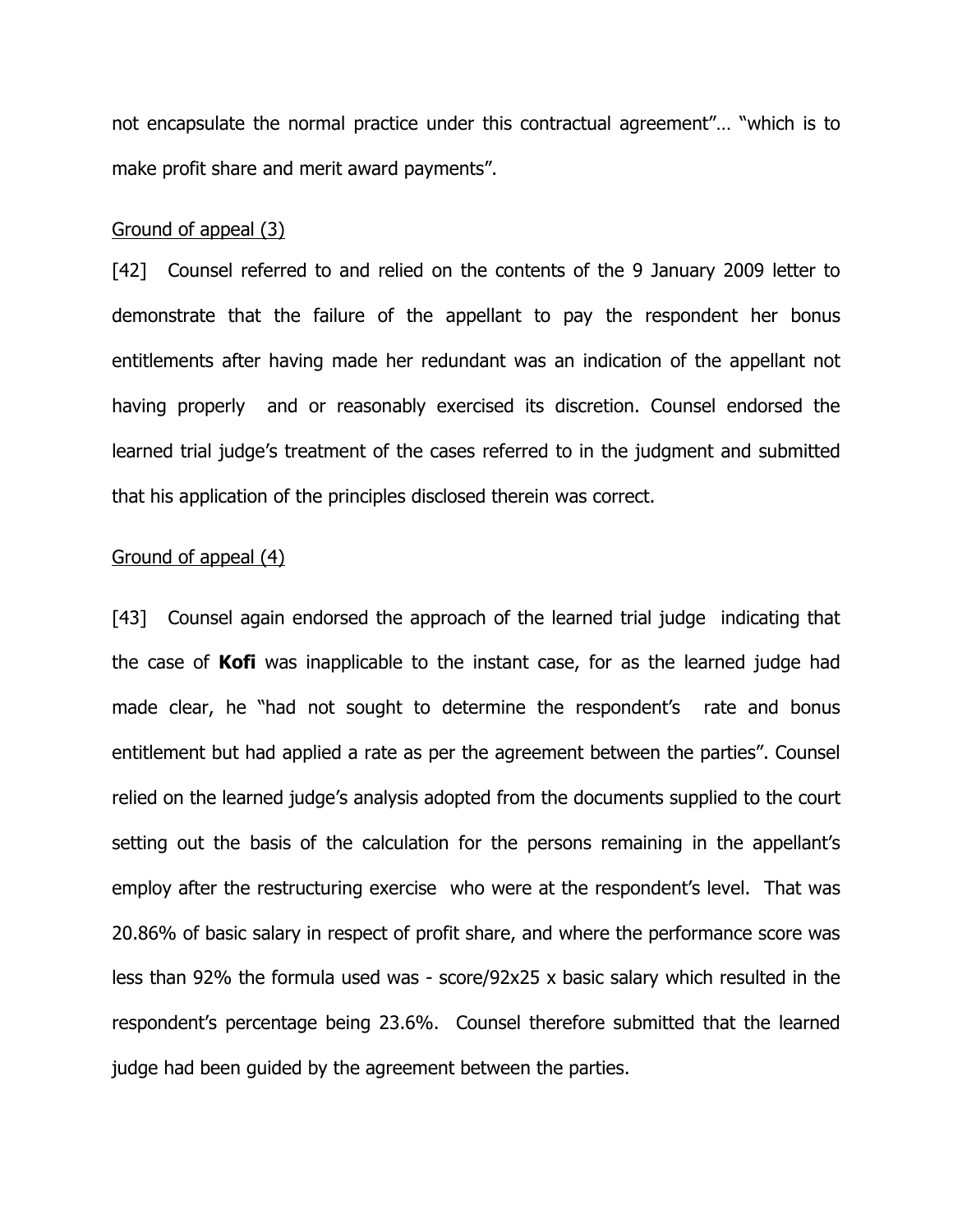not encapsulate the normal practice under this contractual agreement"… "which is to make profit share and merit award payments".

Ground of appeal (3)

[42] Counsel referred to and relied on the contents of the 9 January 2009 letter to demonstrate that the failure of the appellant to pay the respondent her bonus entitlements after having made her redundant was an indication of the appellant not having properly and or reasonably exercised its discretion. Counsel endorsed the learned trial judge's treatment of the cases referred to in the judgment and submitted that his application of the principles disclosed therein was correct.

Ground of appeal (4)

[43] Counsel again endorsed the approach of the learned trial judge indicating that the case of **Kofi** was inapplicable to the instant case, for as the learned judge had made clear, he "had not sought to determine the respondent's rate and bonus entitlement but had applied a rate as per the agreement between the parties". Counsel relied on the learned judge's analysis adopted from the documents supplied to the court setting out the basis of the calculation for the persons remaining in the appellant's employ after the restructuring exercise who were at the respondent's level. That was 20.86% of basic salary in respect of profit share, and where the performance score was less than 92% the formula used was - score/92x25 x basic salary which resulted in the respondent's percentage being 23.6%. Counsel therefore submitted that the learned judge had been guided by the agreement between the parties.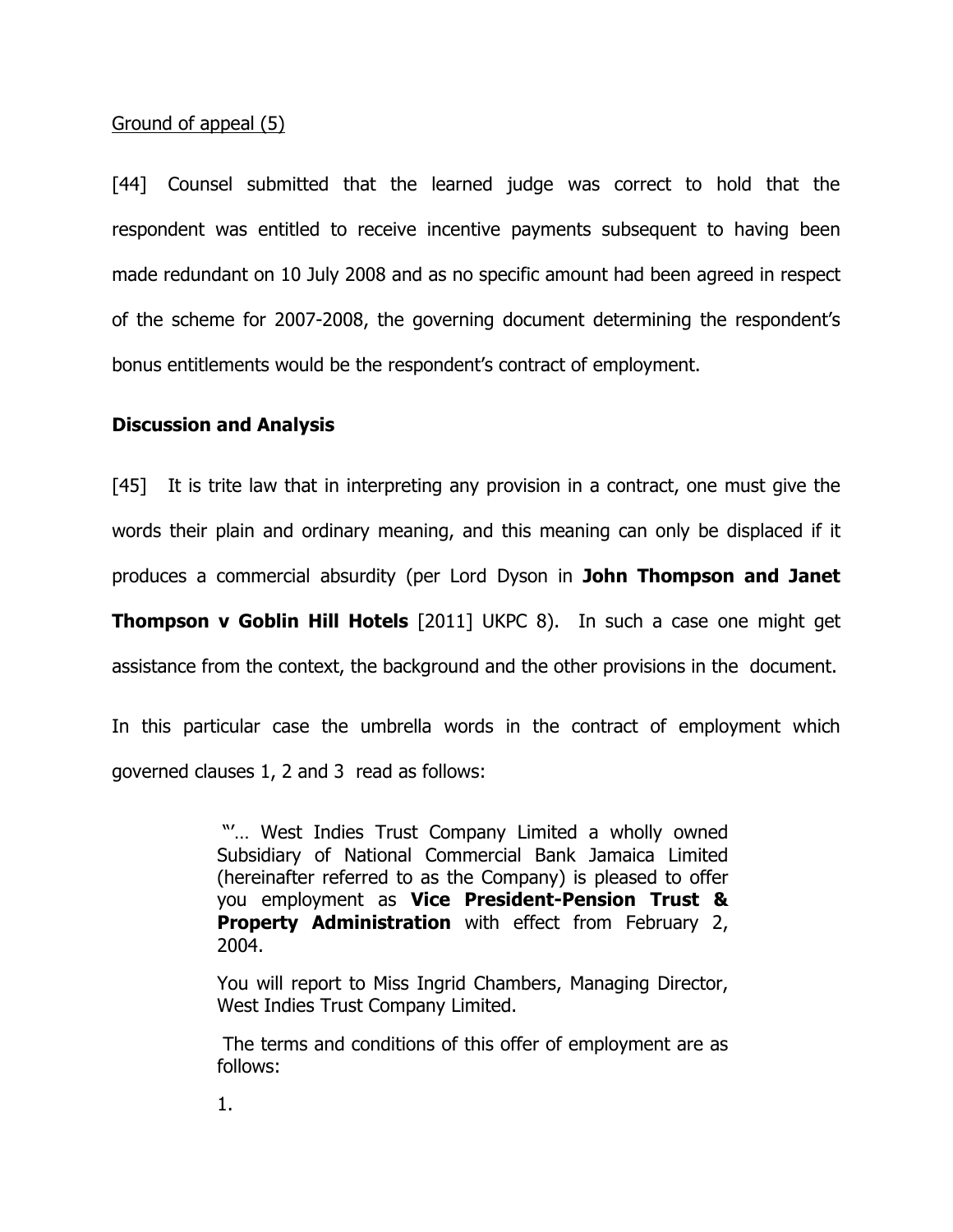Ground of appeal (5)

[44] Counsel submitted that the learned judge was correct to hold that the respondent was entitled to receive incentive payments subsequent to having been made redundant on 10 July 2008 and as no specific amount had been agreed in respect of the scheme for 2007-2008, the governing document determining the respondent's bonus entitlements would be the respondent's contract of employment.

**Discussion and Analysis**

[45] It is trite law that in interpreting any provision in a contract, one must give the words their plain and ordinary meaning, and this meaning can only be displaced if it produces a commercial absurdity (per Lord Dyson in **John Thompson and Janet Thompson v Goblin Hill Hotels** [2011] UKPC 8). In such a case one might get assistance from the context, the background and the other provisions in the document.

In this particular case the umbrella words in the contract of employment which governed clauses 1, 2 and 3 read as follows:

> "'… West Indies Trust Company Limited a wholly owned Subsidiary of National Commercial Bank Jamaica Limited (hereinafter referred to as the Company) is pleased to offer you employment as **Vice President-Pension Trust & Property Administration** with effect from February 2, 2004.
>
> You will report to Miss Ingrid Chambers, Managing Director, West Indies Trust Company Limited.
>
> The terms and conditions of this offer of employment are as follows:
>
> 1.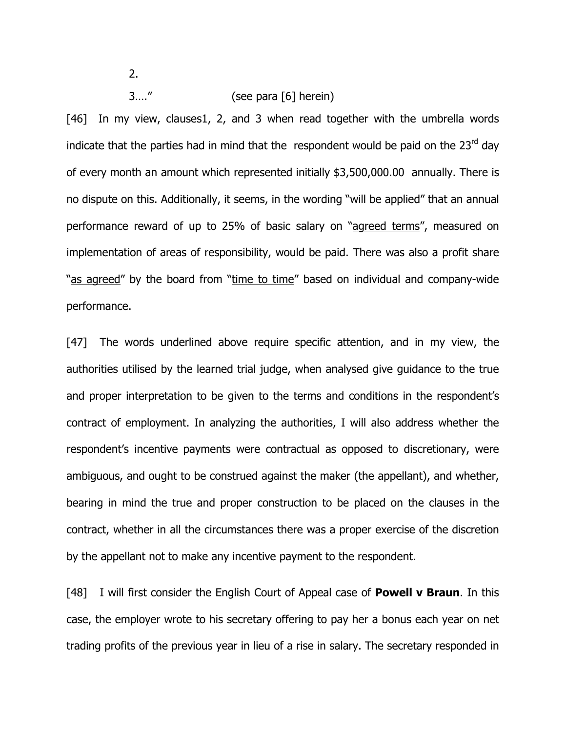2.

3…." (see para [6] herein)

[46] In my view, clauses1, 2, and 3 when read together with the umbrella words indicate that the parties had in mind that the respondent would be paid on the 23rd day of every month an amount which represented initially $3,500,000.00 annually. There is no dispute on this. Additionally, it seems, in the wording "will be applied" that an annual performance reward of up to 25% of basic salary on "agreed terms", measured on implementation of areas of responsibility, would be paid. There was also a profit share "as agreed" by the board from "time to time" based on individual and company-wide performance.

[47] The words underlined above require specific attention, and in my view, the authorities utilised by the learned trial judge, when analysed give guidance to the true and proper interpretation to be given to the terms and conditions in the respondent's contract of employment. In analyzing the authorities, I will also address whether the respondent's incentive payments were contractual as opposed to discretionary, were ambiguous, and ought to be construed against the maker (the appellant), and whether, bearing in mind the true and proper construction to be placed on the clauses in the contract, whether in all the circumstances there was a proper exercise of the discretion by the appellant not to make any incentive payment to the respondent.

[48] I will first consider the English Court of Appeal case of **Powell v Braun**. In this case, the employer wrote to his secretary offering to pay her a bonus each year on net trading profits of the previous year in lieu of a rise in salary. The secretary responded in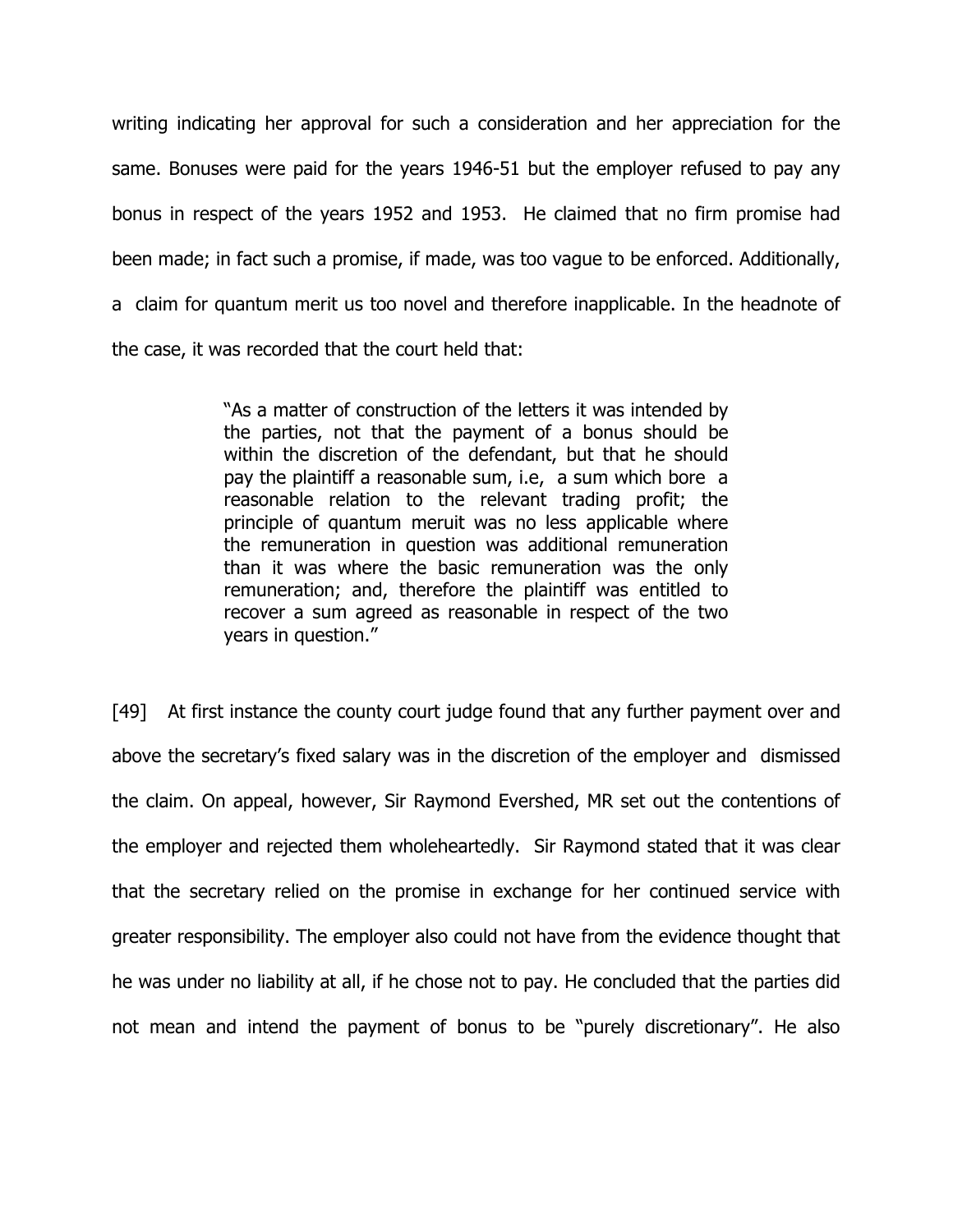writing indicating her approval for such a consideration and her appreciation for the same. Bonuses were paid for the years 1946-51 but the employer refused to pay any bonus in respect of the years 1952 and 1953. He claimed that no firm promise had been made; in fact such a promise, if made, was too vague to be enforced. Additionally, a claim for quantum merit us too novel and therefore inapplicable. In the headnote of the case, it was recorded that the court held that:

> "As a matter of construction of the letters it was intended by the parties, not that the payment of a bonus should be within the discretion of the defendant, but that he should pay the plaintiff a reasonable sum, i.e, a sum which bore a reasonable relation to the relevant trading profit; the principle of quantum meruit was no less applicable where the remuneration in question was additional remuneration than it was where the basic remuneration was the only remuneration; and, therefore the plaintiff was entitled to recover a sum agreed as reasonable in respect of the two years in question."

[49] At first instance the county court judge found that any further payment over and above the secretary's fixed salary was in the discretion of the employer and dismissed the claim. On appeal, however, Sir Raymond Evershed, MR set out the contentions of the employer and rejected them wholeheartedly. Sir Raymond stated that it was clear that the secretary relied on the promise in exchange for her continued service with greater responsibility. The employer also could not have from the evidence thought that he was under no liability at all, if he chose not to pay. He concluded that the parties did not mean and intend the payment of bonus to be "purely discretionary". He also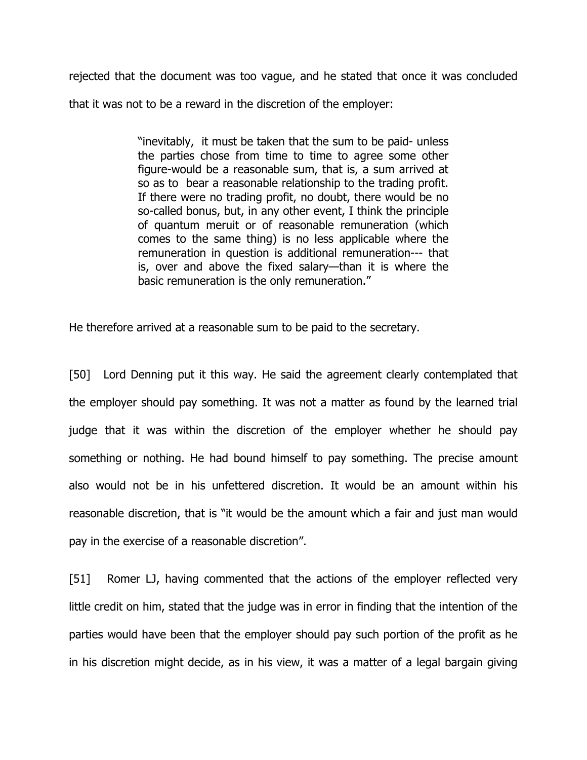rejected that the document was too vague, and he stated that once it was concluded that it was not to be a reward in the discretion of the employer:

> "inevitably, it must be taken that the sum to be paid- unless the parties chose from time to time to agree some other figure-would be a reasonable sum, that is, a sum arrived at so as to bear a reasonable relationship to the trading profit. If there were no trading profit, no doubt, there would be no so-called bonus, but, in any other event, I think the principle of quantum meruit or of reasonable remuneration (which comes to the same thing) is no less applicable where the remuneration in question is additional remuneration--- that is, over and above the fixed salary—than it is where the basic remuneration is the only remuneration."

He therefore arrived at a reasonable sum to be paid to the secretary.

[50] Lord Denning put it this way. He said the agreement clearly contemplated that the employer should pay something. It was not a matter as found by the learned trial judge that it was within the discretion of the employer whether he should pay something or nothing. He had bound himself to pay something. The precise amount also would not be in his unfettered discretion. It would be an amount within his reasonable discretion, that is "it would be the amount which a fair and just man would pay in the exercise of a reasonable discretion".

[51] Romer LJ, having commented that the actions of the employer reflected very little credit on him, stated that the judge was in error in finding that the intention of the parties would have been that the employer should pay such portion of the profit as he in his discretion might decide, as in his view, it was a matter of a legal bargain giving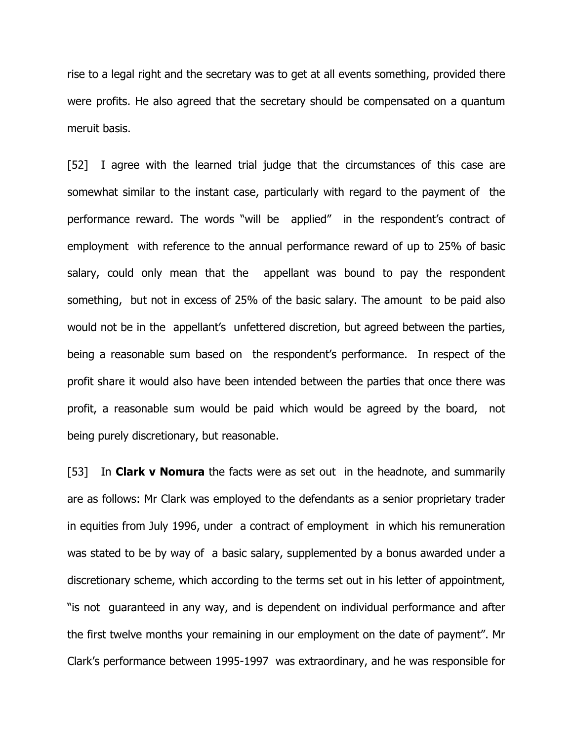rise to a legal right and the secretary was to get at all events something, provided there were profits. He also agreed that the secretary should be compensated on a quantum meruit basis.

[52] I agree with the learned trial judge that the circumstances of this case are somewhat similar to the instant case, particularly with regard to the payment of the performance reward. The words "will be applied" in the respondent's contract of employment with reference to the annual performance reward of up to 25% of basic salary, could only mean that the appellant was bound to pay the respondent something, but not in excess of 25% of the basic salary. The amount to be paid also would not be in the appellant's unfettered discretion, but agreed between the parties, being a reasonable sum based on the respondent's performance. In respect of the profit share it would also have been intended between the parties that once there was profit, a reasonable sum would be paid which would be agreed by the board, not being purely discretionary, but reasonable.

[53] In **Clark v Nomura** the facts were as set out in the headnote, and summarily are as follows: Mr Clark was employed to the defendants as a senior proprietary trader in equities from July 1996, under a contract of employment in which his remuneration was stated to be by way of a basic salary, supplemented by a bonus awarded under a discretionary scheme, which according to the terms set out in his letter of appointment, "is not guaranteed in any way, and is dependent on individual performance and after the first twelve months your remaining in our employment on the date of payment". Mr Clark's performance between 1995-1997 was extraordinary, and he was responsible for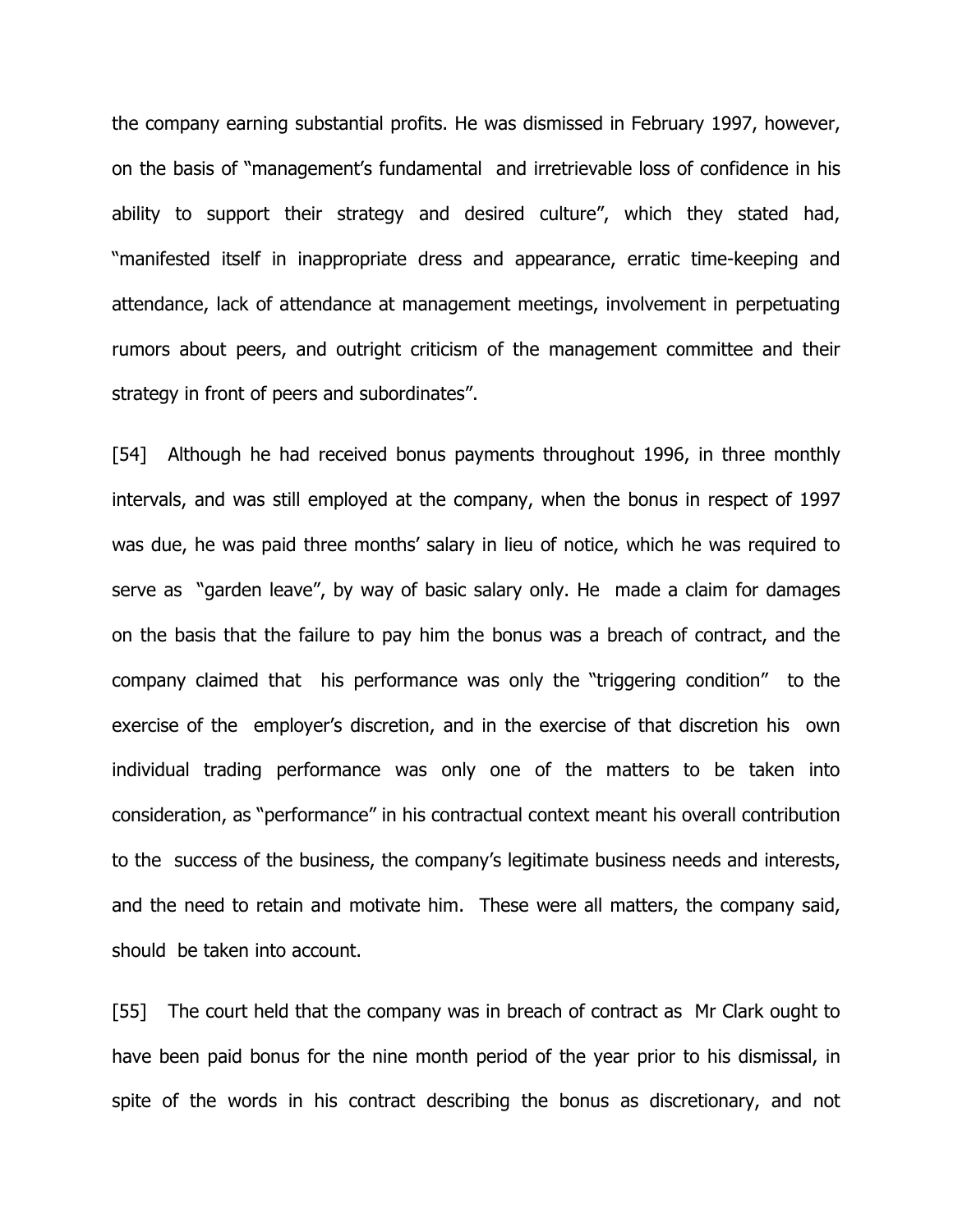the company earning substantial profits. He was dismissed in February 1997, however, on the basis of "management's fundamental and irretrievable loss of confidence in his ability to support their strategy and desired culture", which they stated had, "manifested itself in inappropriate dress and appearance, erratic time-keeping and attendance, lack of attendance at management meetings, involvement in perpetuating rumors about peers, and outright criticism of the management committee and their strategy in front of peers and subordinates".

[54] Although he had received bonus payments throughout 1996, in three monthly intervals, and was still employed at the company, when the bonus in respect of 1997 was due, he was paid three months' salary in lieu of notice, which he was required to serve as "garden leave", by way of basic salary only. He made a claim for damages on the basis that the failure to pay him the bonus was a breach of contract, and the company claimed that his performance was only the "triggering condition" to the exercise of the employer's discretion, and in the exercise of that discretion his own individual trading performance was only one of the matters to be taken into consideration, as "performance" in his contractual context meant his overall contribution to the success of the business, the company's legitimate business needs and interests, and the need to retain and motivate him. These were all matters, the company said, should be taken into account.

[55] The court held that the company was in breach of contract as Mr Clark ought to have been paid bonus for the nine month period of the year prior to his dismissal, in spite of the words in his contract describing the bonus as discretionary, and not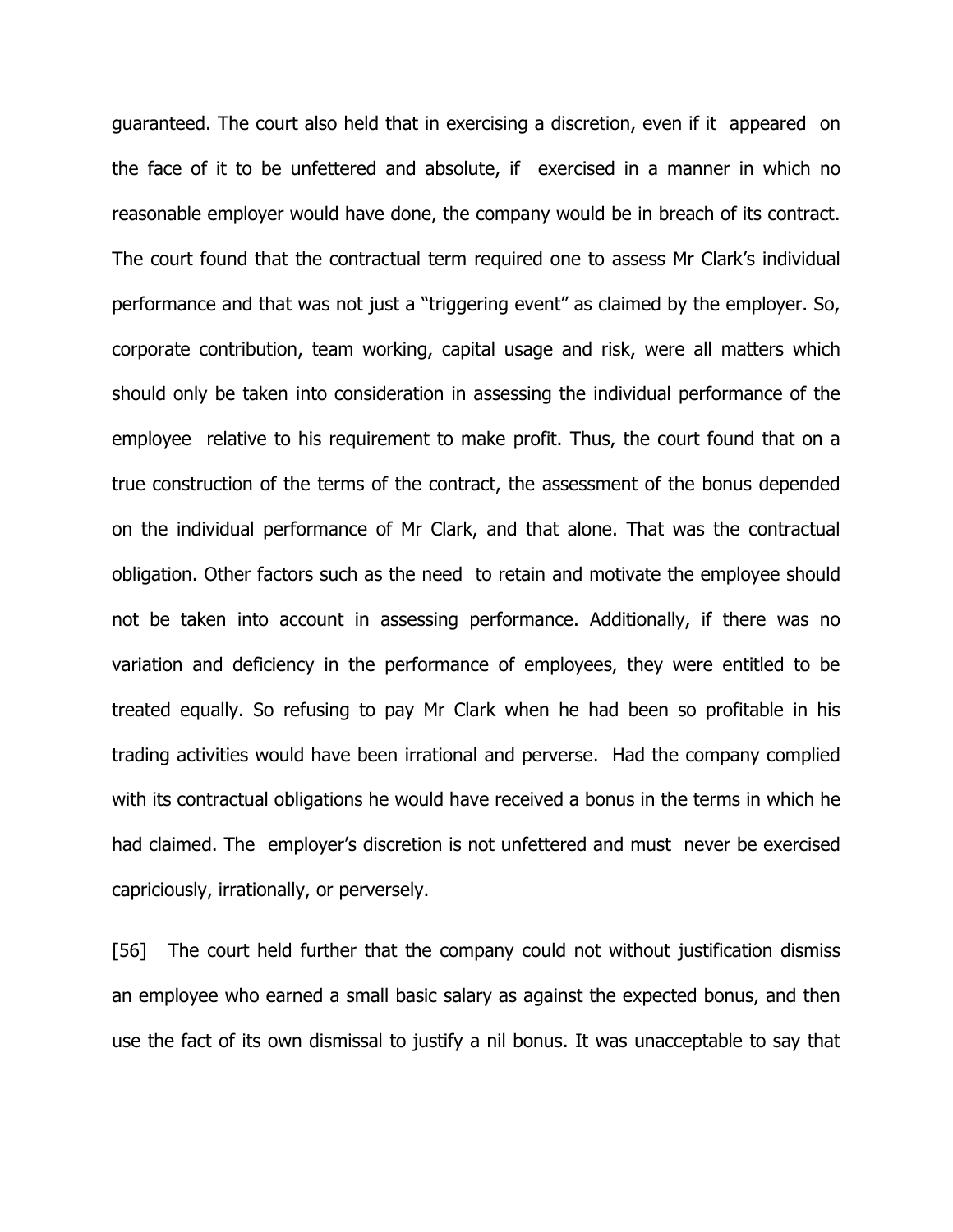guaranteed. The court also held that in exercising a discretion, even if it appeared on the face of it to be unfettered and absolute, if exercised in a manner in which no reasonable employer would have done, the company would be in breach of its contract. The court found that the contractual term required one to assess Mr Clark's individual performance and that was not just a "triggering event" as claimed by the employer. So, corporate contribution, team working, capital usage and risk, were all matters which should only be taken into consideration in assessing the individual performance of the employee relative to his requirement to make profit. Thus, the court found that on a true construction of the terms of the contract, the assessment of the bonus depended on the individual performance of Mr Clark, and that alone. That was the contractual obligation. Other factors such as the need to retain and motivate the employee should not be taken into account in assessing performance. Additionally, if there was no variation and deficiency in the performance of employees, they were entitled to be treated equally. So refusing to pay Mr Clark when he had been so profitable in his trading activities would have been irrational and perverse. Had the company complied with its contractual obligations he would have received a bonus in the terms in which he had claimed. The employer's discretion is not unfettered and must never be exercised capriciously, irrationally, or perversely.

[56] The court held further that the company could not without justification dismiss an employee who earned a small basic salary as against the expected bonus, and then use the fact of its own dismissal to justify a nil bonus. It was unacceptable to say that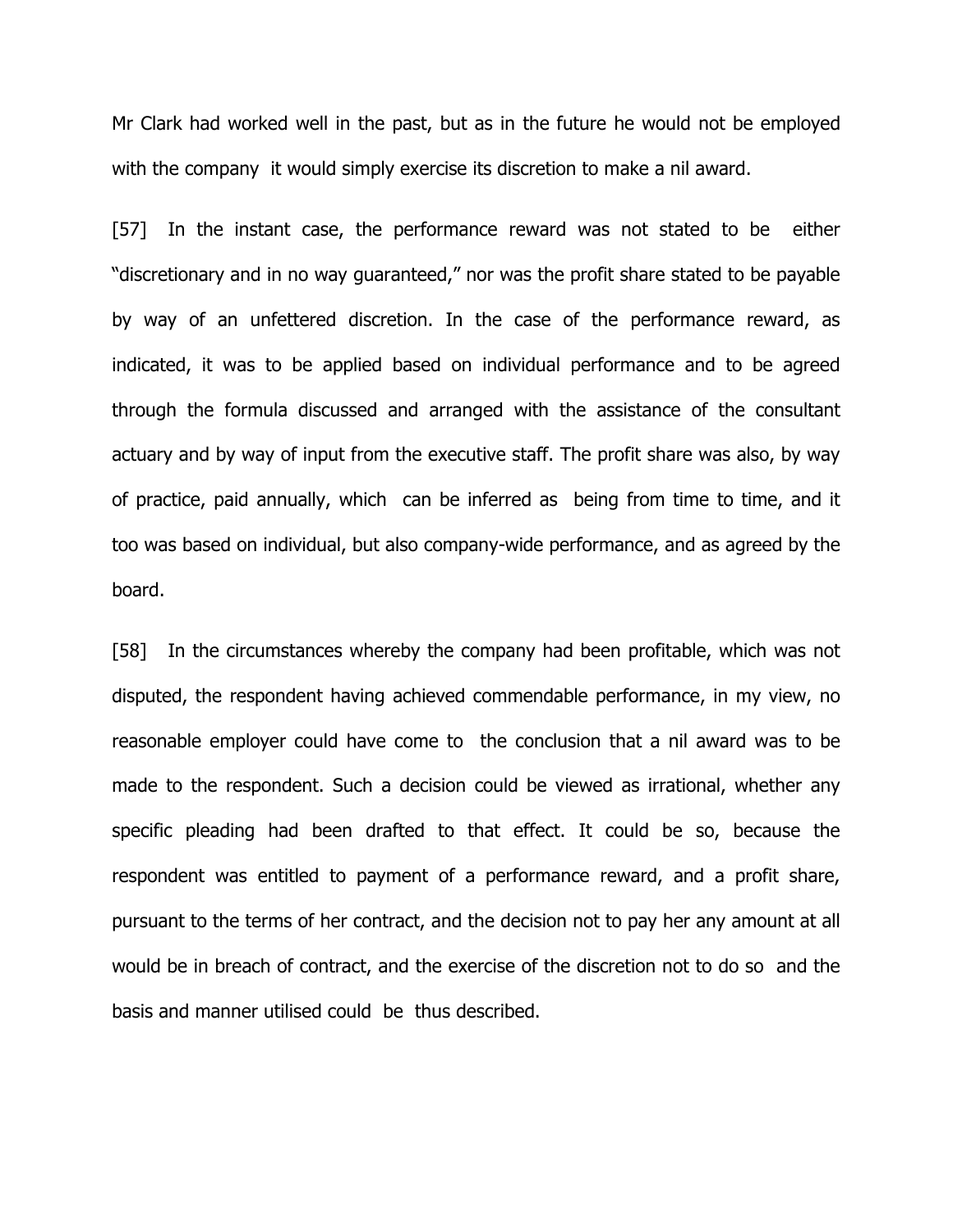Mr Clark had worked well in the past, but as in the future he would not be employed with the company it would simply exercise its discretion to make a nil award.

[57] In the instant case, the performance reward was not stated to be either "discretionary and in no way guaranteed," nor was the profit share stated to be payable by way of an unfettered discretion. In the case of the performance reward, as indicated, it was to be applied based on individual performance and to be agreed through the formula discussed and arranged with the assistance of the consultant actuary and by way of input from the executive staff. The profit share was also, by way of practice, paid annually, which can be inferred as being from time to time, and it too was based on individual, but also company-wide performance, and as agreed by the board.

[58] In the circumstances whereby the company had been profitable, which was not disputed, the respondent having achieved commendable performance, in my view, no reasonable employer could have come to the conclusion that a nil award was to be made to the respondent. Such a decision could be viewed as irrational, whether any specific pleading had been drafted to that effect. It could be so, because the respondent was entitled to payment of a performance reward, and a profit share, pursuant to the terms of her contract, and the decision not to pay her any amount at all would be in breach of contract, and the exercise of the discretion not to do so and the basis and manner utilised could be thus described.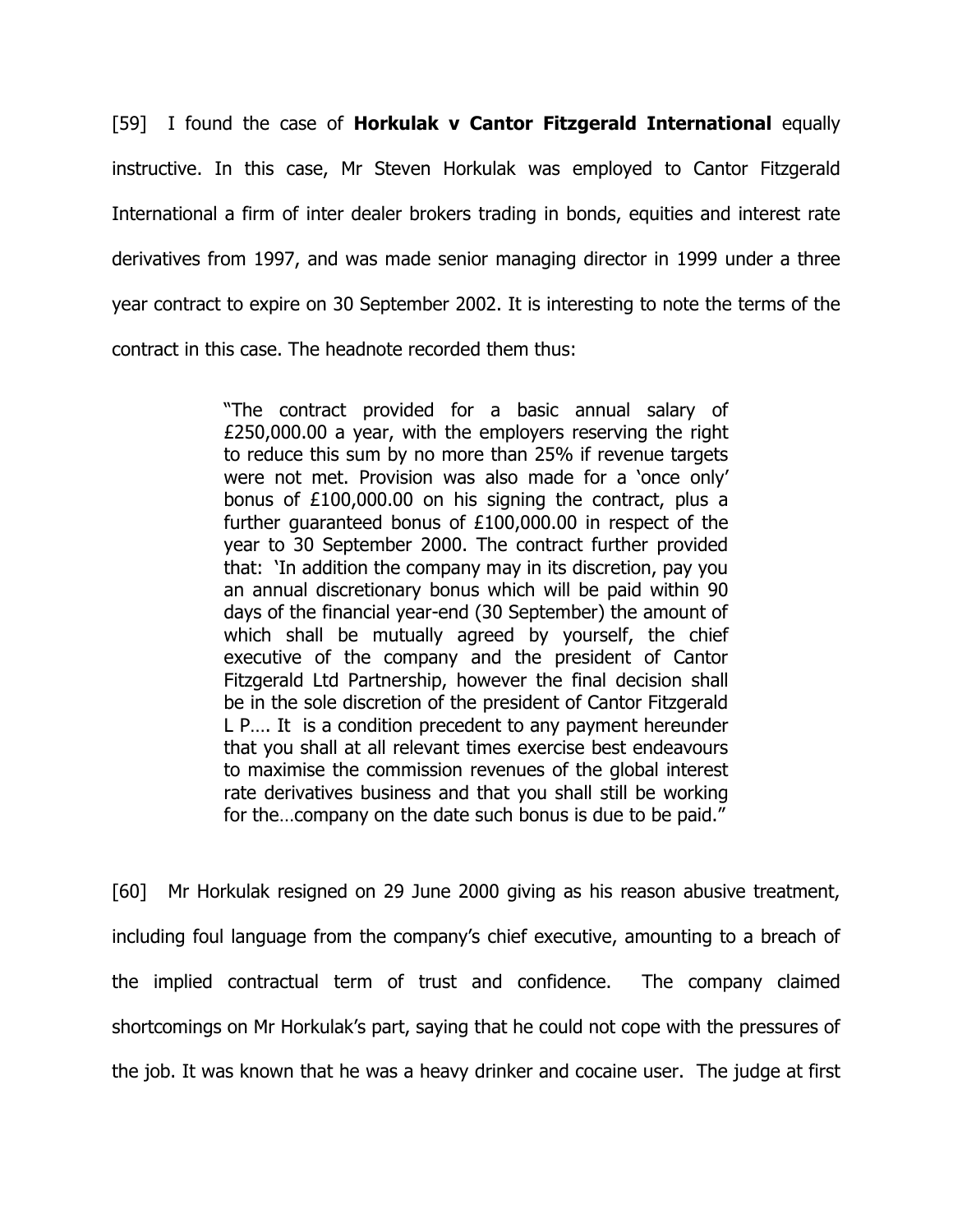[59] I found the case of **Horkulak v Cantor Fitzgerald International** equally instructive. In this case, Mr Steven Horkulak was employed to Cantor Fitzgerald International a firm of inter dealer brokers trading in bonds, equities and interest rate derivatives from 1997, and was made senior managing director in 1999 under a three year contract to expire on 30 September 2002. It is interesting to note the terms of the contract in this case. The headnote recorded them thus:

> "The contract provided for a basic annual salary of £250,000.00 a year, with the employers reserving the right to reduce this sum by no more than 25% if revenue targets were not met. Provision was also made for a 'once only' bonus of £100,000.00 on his signing the contract, plus a further guaranteed bonus of £100,000.00 in respect of the year to 30 September 2000. The contract further provided that: 'In addition the company may in its discretion, pay you an annual discretionary bonus which will be paid within 90 days of the financial year-end (30 September) the amount of which shall be mutually agreed by yourself, the chief executive of the company and the president of Cantor Fitzgerald Ltd Partnership, however the final decision shall be in the sole discretion of the president of Cantor Fitzgerald L P…. It is a condition precedent to any payment hereunder that you shall at all relevant times exercise best endeavours to maximise the commission revenues of the global interest rate derivatives business and that you shall still be working for the…company on the date such bonus is due to be paid."

[60] Mr Horkulak resigned on 29 June 2000 giving as his reason abusive treatment, including foul language from the company's chief executive, amounting to a breach of the implied contractual term of trust and confidence. The company claimed shortcomings on Mr Horkulak's part, saying that he could not cope with the pressures of the job. It was known that he was a heavy drinker and cocaine user. The judge at first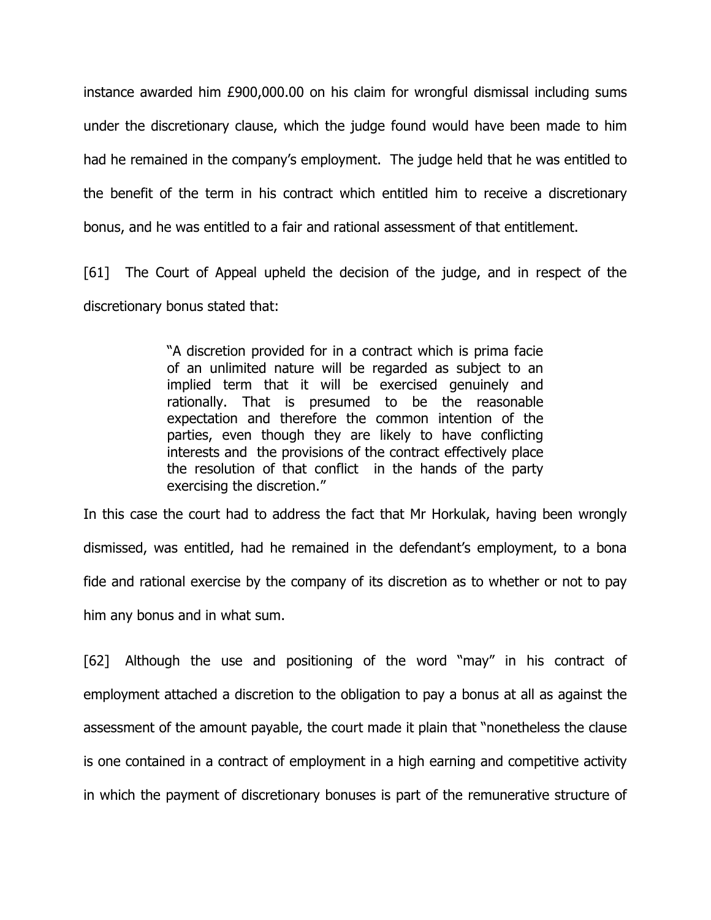instance awarded him £900,000.00 on his claim for wrongful dismissal including sums under the discretionary clause, which the judge found would have been made to him had he remained in the company's employment. The judge held that he was entitled to the benefit of the term in his contract which entitled him to receive a discretionary bonus, and he was entitled to a fair and rational assessment of that entitlement.

[61] The Court of Appeal upheld the decision of the judge, and in respect of the discretionary bonus stated that:

> "A discretion provided for in a contract which is prima facie of an unlimited nature will be regarded as subject to an implied term that it will be exercised genuinely and rationally. That is presumed to be the reasonable expectation and therefore the common intention of the parties, even though they are likely to have conflicting interests and the provisions of the contract effectively place the resolution of that conflict in the hands of the party exercising the discretion."

In this case the court had to address the fact that Mr Horkulak, having been wrongly dismissed, was entitled, had he remained in the defendant's employment, to a bona fide and rational exercise by the company of its discretion as to whether or not to pay him any bonus and in what sum.

[62] Although the use and positioning of the word "may" in his contract of employment attached a discretion to the obligation to pay a bonus at all as against the assessment of the amount payable, the court made it plain that "nonetheless the clause is one contained in a contract of employment in a high earning and competitive activity in which the payment of discretionary bonuses is part of the remunerative structure of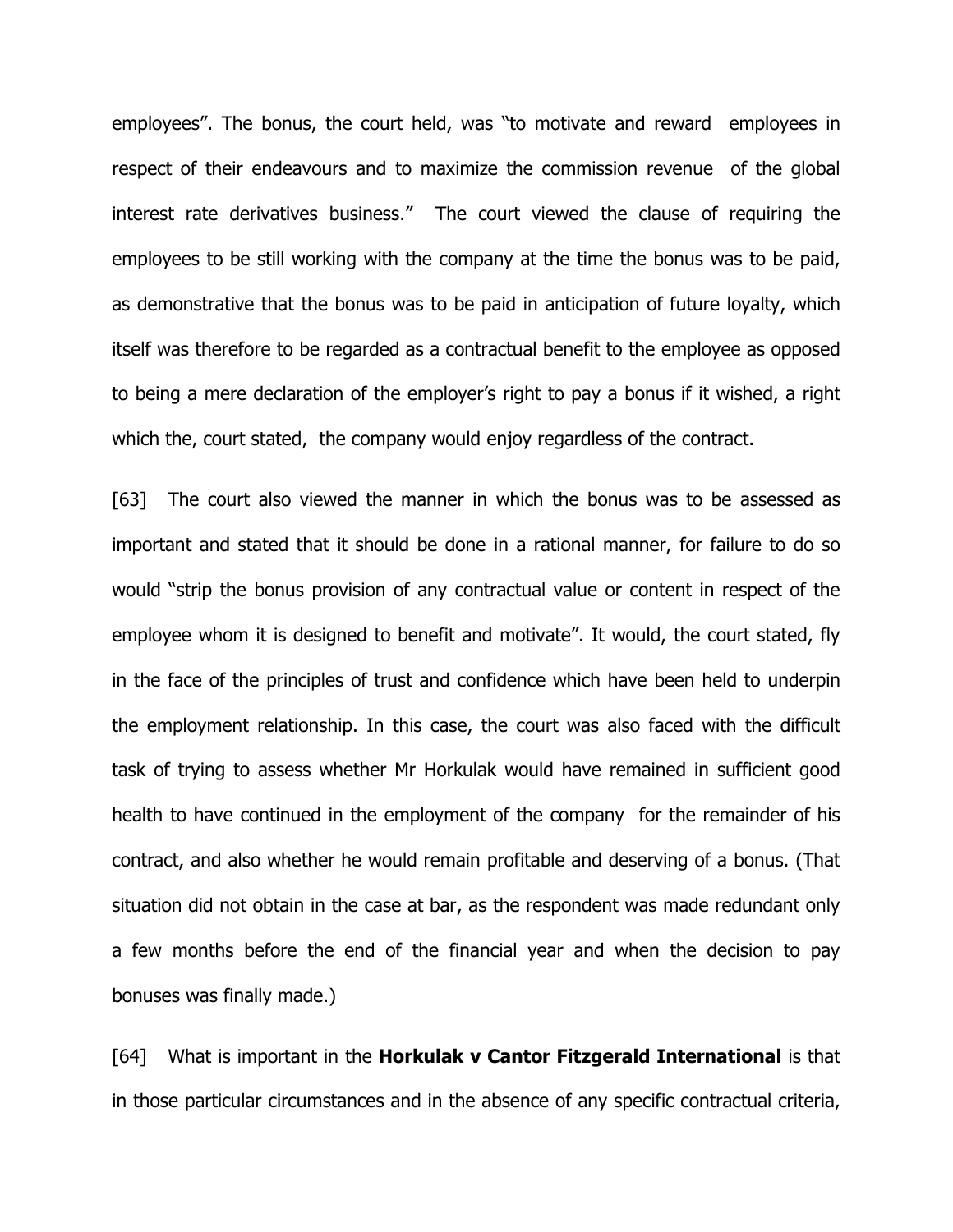employees". The bonus, the court held, was "to motivate and reward employees in respect of their endeavours and to maximize the commission revenue of the global interest rate derivatives business." The court viewed the clause of requiring the employees to be still working with the company at the time the bonus was to be paid, as demonstrative that the bonus was to be paid in anticipation of future loyalty, which itself was therefore to be regarded as a contractual benefit to the employee as opposed to being a mere declaration of the employer's right to pay a bonus if it wished, a right which the, court stated, the company would enjoy regardless of the contract.

[63] The court also viewed the manner in which the bonus was to be assessed as important and stated that it should be done in a rational manner, for failure to do so would "strip the bonus provision of any contractual value or content in respect of the employee whom it is designed to benefit and motivate". It would, the court stated, fly in the face of the principles of trust and confidence which have been held to underpin the employment relationship. In this case, the court was also faced with the difficult task of trying to assess whether Mr Horkulak would have remained in sufficient good health to have continued in the employment of the company for the remainder of his contract, and also whether he would remain profitable and deserving of a bonus. (That situation did not obtain in the case at bar, as the respondent was made redundant only a few months before the end of the financial year and when the decision to pay bonuses was finally made.)

[64] What is important in the **Horkulak v Cantor Fitzgerald International** is that in those particular circumstances and in the absence of any specific contractual criteria,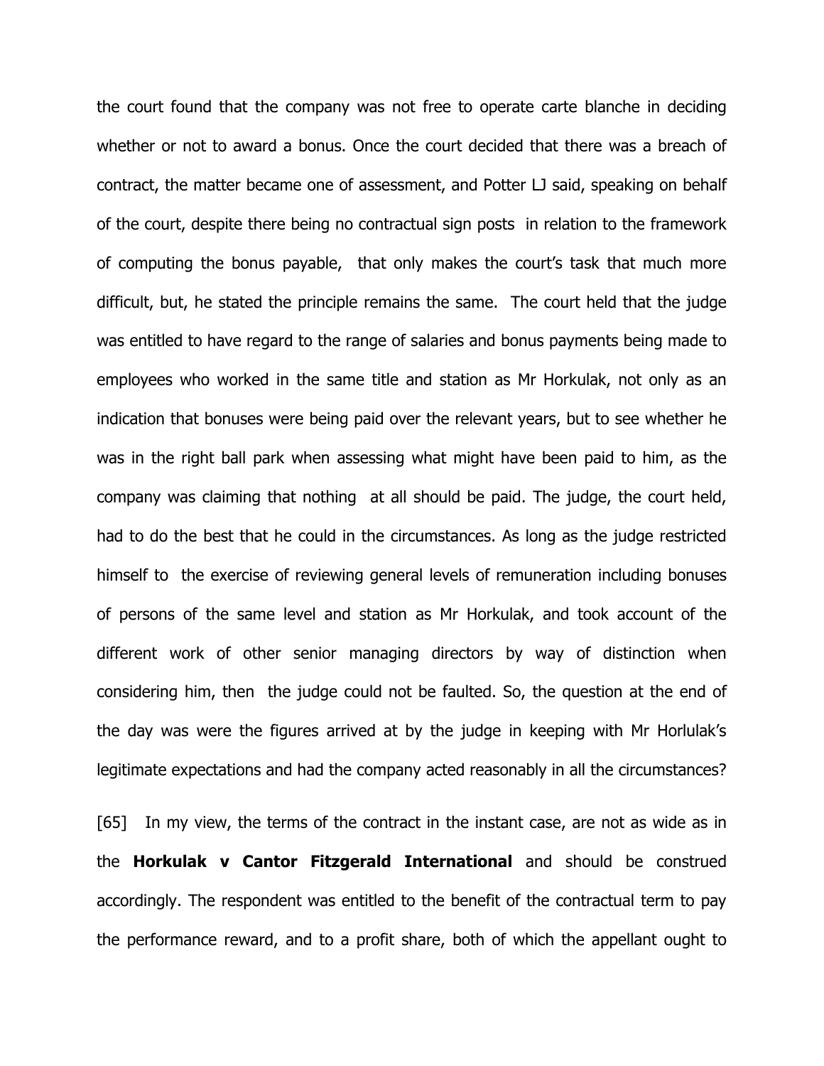the court found that the company was not free to operate carte blanche in deciding whether or not to award a bonus. Once the court decided that there was a breach of contract, the matter became one of assessment, and Potter LJ said, speaking on behalf of the court, despite there being no contractual sign posts in relation to the framework of computing the bonus payable, that only makes the court's task that much more difficult, but, he stated the principle remains the same. The court held that the judge was entitled to have regard to the range of salaries and bonus payments being made to employees who worked in the same title and station as Mr Horkulak, not only as an indication that bonuses were being paid over the relevant years, but to see whether he was in the right ball park when assessing what might have been paid to him, as the company was claiming that nothing at all should be paid. The judge, the court held, had to do the best that he could in the circumstances. As long as the judge restricted himself to the exercise of reviewing general levels of remuneration including bonuses of persons of the same level and station as Mr Horkulak, and took account of the different work of other senior managing directors by way of distinction when considering him, then the judge could not be faulted. So, the question at the end of the day was were the figures arrived at by the judge in keeping with Mr Horlulak's legitimate expectations and had the company acted reasonably in all the circumstances?

[65] In my view, the terms of the contract in the instant case, are not as wide as in the **Horkulak v Cantor Fitzgerald International** and should be construed accordingly. The respondent was entitled to the benefit of the contractual term to pay the performance reward, and to a profit share, both of which the appellant ought to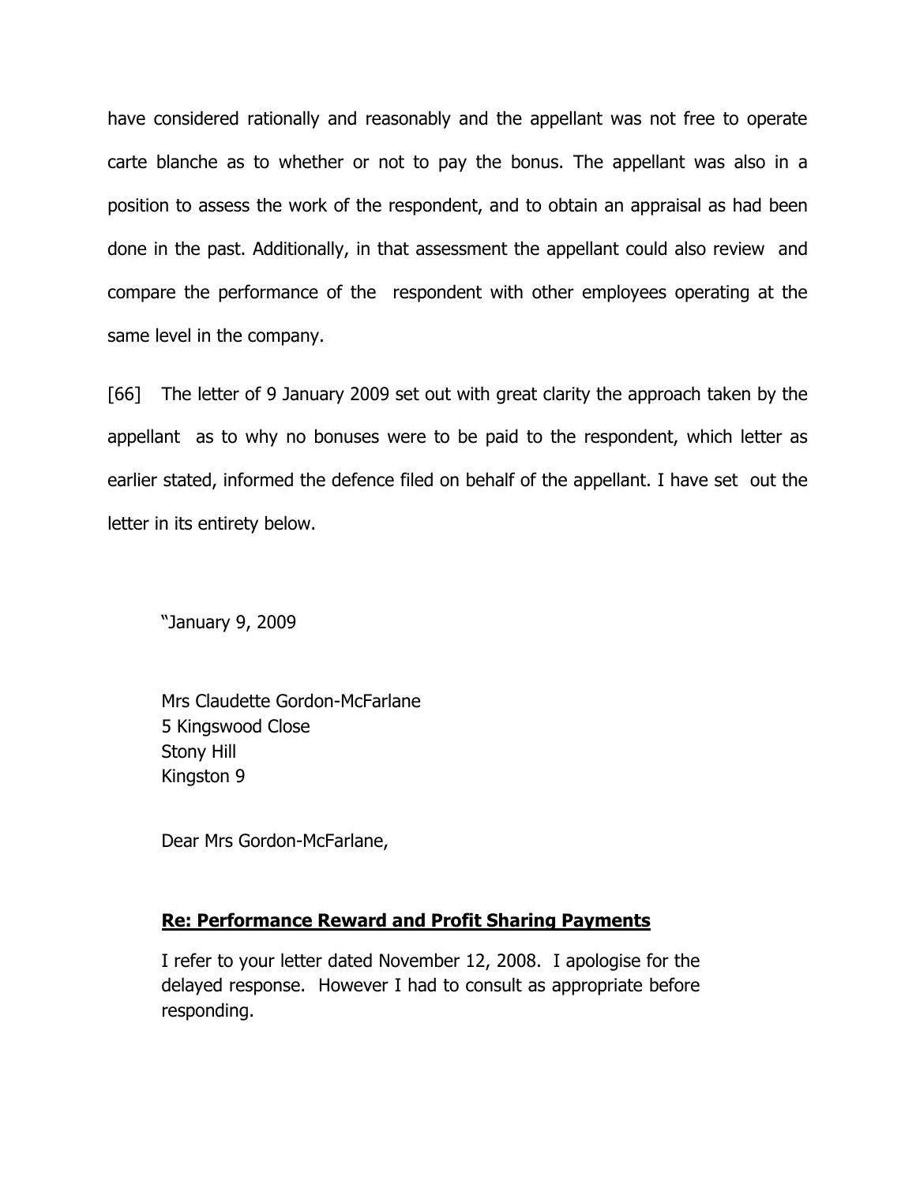have considered rationally and reasonably and the appellant was not free to operate carte blanche as to whether or not to pay the bonus. The appellant was also in a position to assess the work of the respondent, and to obtain an appraisal as had been done in the past. Additionally, in that assessment the appellant could also review and compare the performance of the respondent with other employees operating at the same level in the company.

[66] The letter of 9 January 2009 set out with great clarity the approach taken by the appellant as to why no bonuses were to be paid to the respondent, which letter as earlier stated, informed the defence filed on behalf of the appellant. I have set out the letter in its entirety below.

> "January 9, 2009
>
> Mrs Claudette Gordon-McFarlane
> 5 Kingswood Close
> Stony Hill
> Kingston 9
>
> Dear Mrs Gordon-McFarlane,
>
> **<u>Re: Performance Reward and Profit Sharing Payments</u>**
>
> I refer to your letter dated November 12, 2008. I apologise for the delayed response. However I had to consult as appropriate before responding.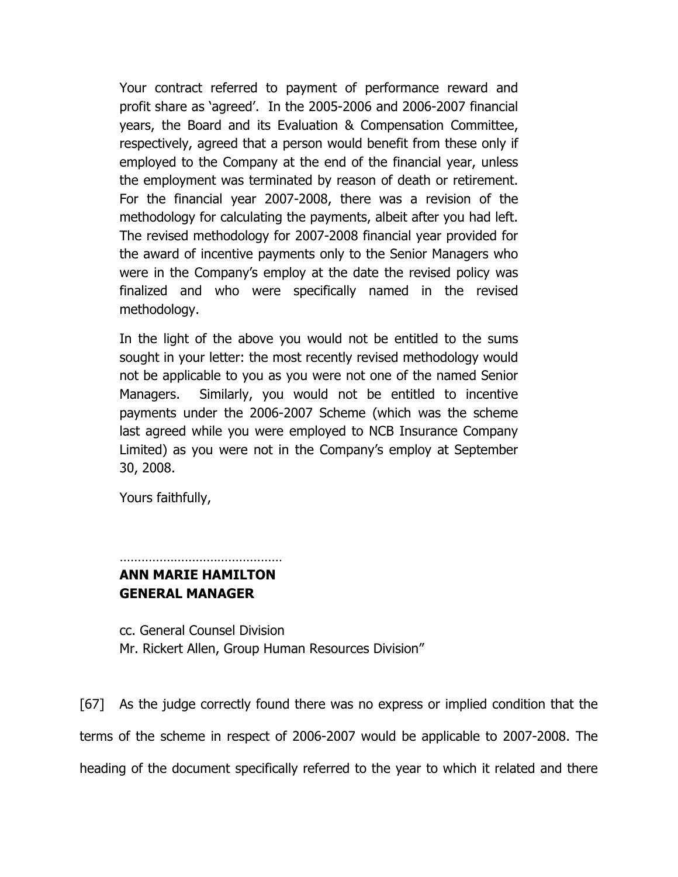Your contract referred to payment of performance reward and profit share as 'agreed'. In the 2005-2006 and 2006-2007 financial years, the Board and its Evaluation & Compensation Committee, respectively, agreed that a person would benefit from these only if employed to the Company at the end of the financial year, unless the employment was terminated by reason of death or retirement. For the financial year 2007-2008, there was a revision of the methodology for calculating the payments, albeit after you had left. The revised methodology for 2007-2008 financial year provided for the award of incentive payments only to the Senior Managers who were in the Company's employ at the date the revised policy was finalized and who were specifically named in the revised methodology.

In the light of the above you would not be entitled to the sums sought in your letter: the most recently revised methodology would not be applicable to you as you were not one of the named Senior Managers. Similarly, you would not be entitled to incentive payments under the 2006-2007 Scheme (which was the scheme last agreed while you were employed to NCB Insurance Company Limited) as you were not in the Company's employ at September 30, 2008.

Yours faithfully,

…………………………………….

**ANN MARIE HAMILTON**
**GENERAL MANAGER**

cc. General Counsel Division
Mr. Rickert Allen, Group Human Resources Division"

[67] As the judge correctly found there was no express or implied condition that the terms of the scheme in respect of 2006-2007 would be applicable to 2007-2008. The heading of the document specifically referred to the year to which it related and there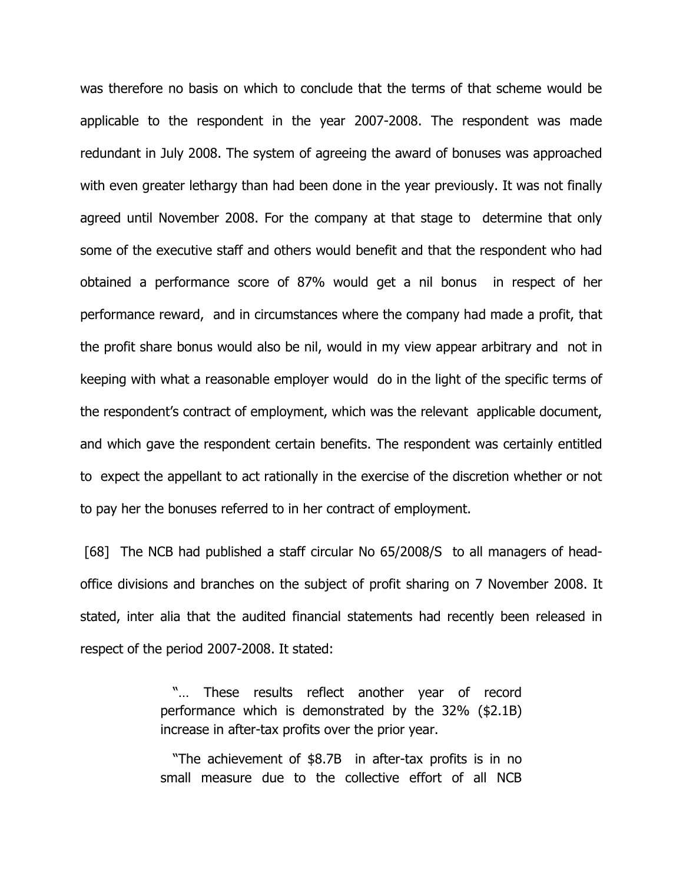was therefore no basis on which to conclude that the terms of that scheme would be applicable to the respondent in the year 2007-2008. The respondent was made redundant in July 2008. The system of agreeing the award of bonuses was approached with even greater lethargy than had been done in the year previously. It was not finally agreed until November 2008. For the company at that stage to determine that only some of the executive staff and others would benefit and that the respondent who had obtained a performance score of 87% would get a nil bonus in respect of her performance reward, and in circumstances where the company had made a profit, that the profit share bonus would also be nil, would in my view appear arbitrary and not in keeping with what a reasonable employer would do in the light of the specific terms of the respondent's contract of employment, which was the relevant applicable document, and which gave the respondent certain benefits. The respondent was certainly entitled to expect the appellant to act rationally in the exercise of the discretion whether or not to pay her the bonuses referred to in her contract of employment.

[68] The NCB had published a staff circular No 65/2008/S to all managers of head-office divisions and branches on the subject of profit sharing on 7 November 2008. It stated, inter alia that the audited financial statements had recently been released in respect of the period 2007-2008. It stated:

> "… These results reflect another year of record performance which is demonstrated by the 32% ($2.1B) increase in after-tax profits over the prior year.
>
> "The achievement of $8.7B in after-tax profits is in no small measure due to the collective effort of all NCB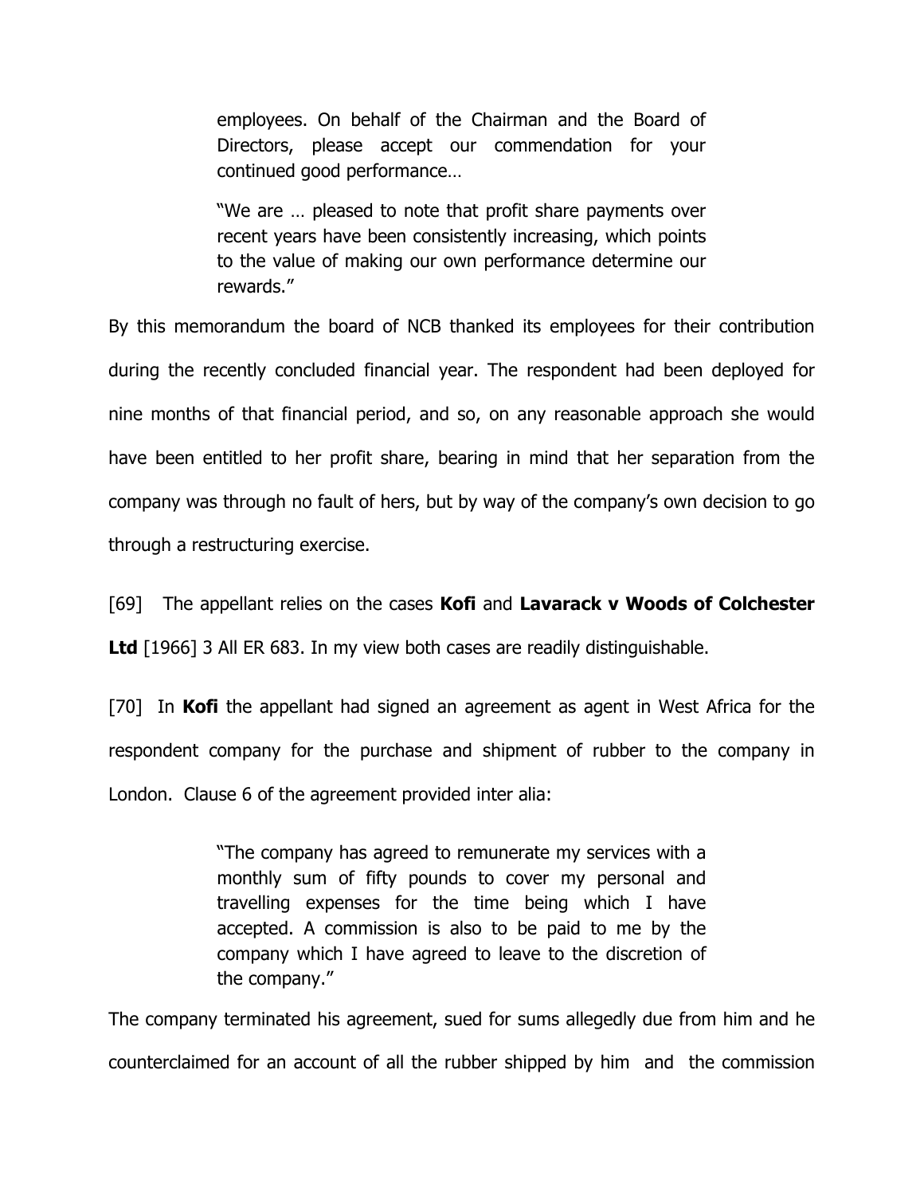> employees. On behalf of the Chairman and the Board of Directors, please accept our commendation for your continued good performance…
>
> "We are … pleased to note that profit share payments over recent years have been consistently increasing, which points to the value of making our own performance determine our rewards."

By this memorandum the board of NCB thanked its employees for their contribution during the recently concluded financial year. The respondent had been deployed for nine months of that financial period, and so, on any reasonable approach she would have been entitled to her profit share, bearing in mind that her separation from the company was through no fault of hers, but by way of the company's own decision to go through a restructuring exercise.

[69] The appellant relies on the cases **Kofi** and **Lavarack v Woods of Colchester Ltd** [1966] 3 All ER 683. In my view both cases are readily distinguishable.

[70] In **Kofi** the appellant had signed an agreement as agent in West Africa for the respondent company for the purchase and shipment of rubber to the company in London. Clause 6 of the agreement provided inter alia:

> "The company has agreed to remunerate my services with a monthly sum of fifty pounds to cover my personal and travelling expenses for the time being which I have accepted. A commission is also to be paid to me by the company which I have agreed to leave to the discretion of the company."

The company terminated his agreement, sued for sums allegedly due from him and he counterclaimed for an account of all the rubber shipped by him and the commission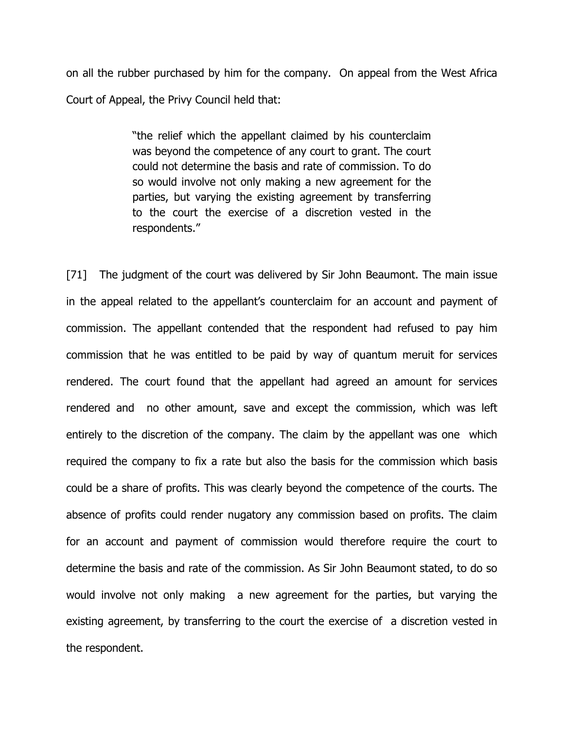on all the rubber purchased by him for the company. On appeal from the West Africa Court of Appeal, the Privy Council held that:

> "the relief which the appellant claimed by his counterclaim was beyond the competence of any court to grant. The court could not determine the basis and rate of commission. To do so would involve not only making a new agreement for the parties, but varying the existing agreement by transferring to the court the exercise of a discretion vested in the respondents."

[71] The judgment of the court was delivered by Sir John Beaumont. The main issue in the appeal related to the appellant's counterclaim for an account and payment of commission. The appellant contended that the respondent had refused to pay him commission that he was entitled to be paid by way of quantum meruit for services rendered. The court found that the appellant had agreed an amount for services rendered and no other amount, save and except the commission, which was left entirely to the discretion of the company. The claim by the appellant was one which required the company to fix a rate but also the basis for the commission which basis could be a share of profits. This was clearly beyond the competence of the courts. The absence of profits could render nugatory any commission based on profits. The claim for an account and payment of commission would therefore require the court to determine the basis and rate of the commission. As Sir John Beaumont stated, to do so would involve not only making a new agreement for the parties, but varying the existing agreement, by transferring to the court the exercise of a discretion vested in the respondent.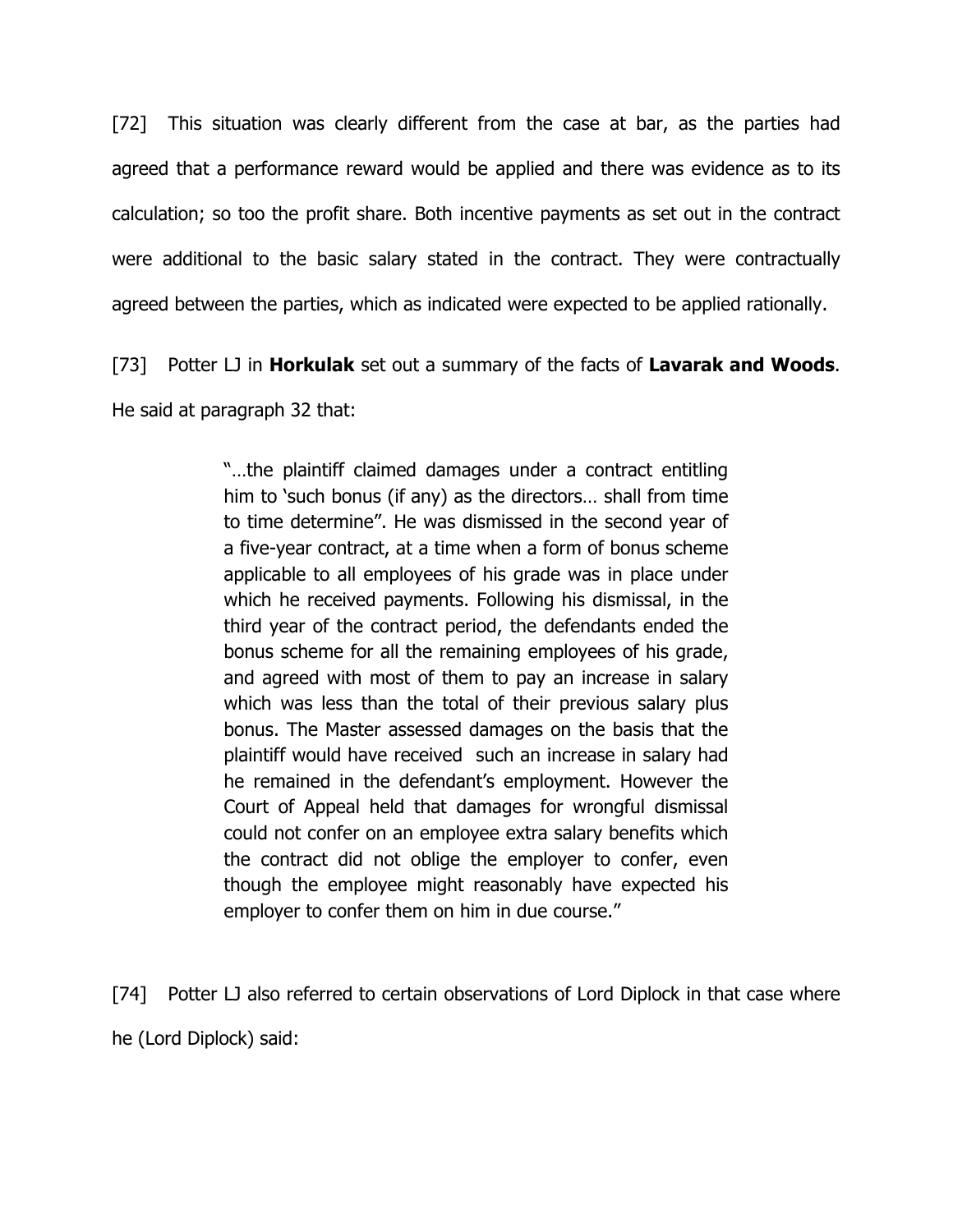[72] This situation was clearly different from the case at bar, as the parties had agreed that a performance reward would be applied and there was evidence as to its calculation; so too the profit share. Both incentive payments as set out in the contract were additional to the basic salary stated in the contract. They were contractually agreed between the parties, which as indicated were expected to be applied rationally.

[73] Potter LJ in **Horkulak** set out a summary of the facts of **Lavarak and Woods**. He said at paragraph 32 that:

> "…the plaintiff claimed damages under a contract entitling him to 'such bonus (if any) as the directors… shall from time to time determine". He was dismissed in the second year of a five-year contract, at a time when a form of bonus scheme applicable to all employees of his grade was in place under which he received payments. Following his dismissal, in the third year of the contract period, the defendants ended the bonus scheme for all the remaining employees of his grade, and agreed with most of them to pay an increase in salary which was less than the total of their previous salary plus bonus. The Master assessed damages on the basis that the plaintiff would have received such an increase in salary had he remained in the defendant's employment. However the Court of Appeal held that damages for wrongful dismissal could not confer on an employee extra salary benefits which the contract did not oblige the employer to confer, even though the employee might reasonably have expected his employer to confer them on him in due course."

[74] Potter LJ also referred to certain observations of Lord Diplock in that case where he (Lord Diplock) said: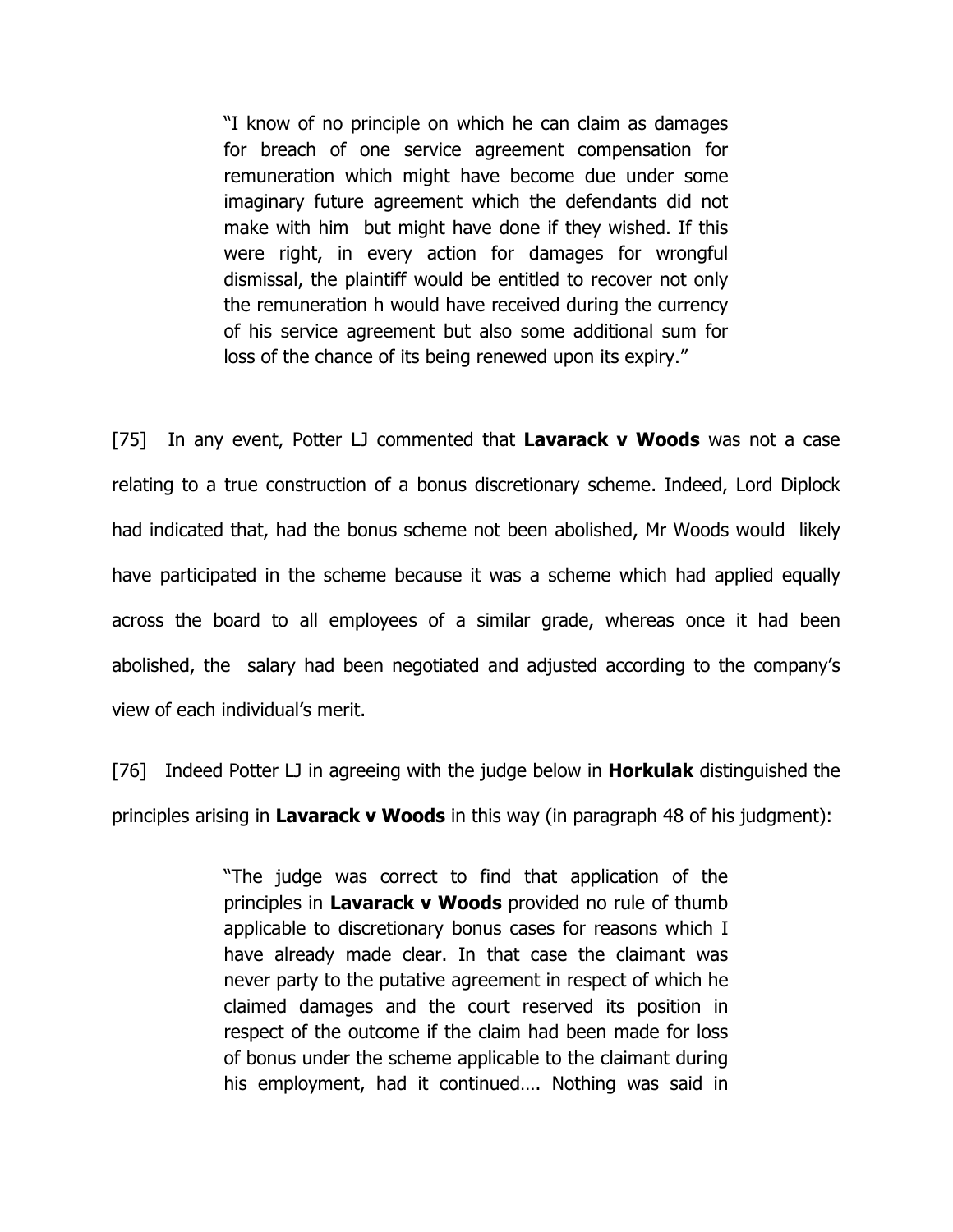> "I know of no principle on which he can claim as damages for breach of one service agreement compensation for remuneration which might have become due under some imaginary future agreement which the defendants did not make with him but might have done if they wished. If this were right, in every action for damages for wrongful dismissal, the plaintiff would be entitled to recover not only the remuneration h would have received during the currency of his service agreement but also some additional sum for loss of the chance of its being renewed upon its expiry."

[75] In any event, Potter LJ commented that **Lavarack v Woods** was not a case relating to a true construction of a bonus discretionary scheme. Indeed, Lord Diplock had indicated that, had the bonus scheme not been abolished, Mr Woods would likely have participated in the scheme because it was a scheme which had applied equally across the board to all employees of a similar grade, whereas once it had been abolished, the salary had been negotiated and adjusted according to the company's view of each individual's merit.

[76] Indeed Potter LJ in agreeing with the judge below in **Horkulak** distinguished the principles arising in **Lavarack v Woods** in this way (in paragraph 48 of his judgment):

> "The judge was correct to find that application of the principles in **Lavarack v Woods** provided no rule of thumb applicable to discretionary bonus cases for reasons which I have already made clear. In that case the claimant was never party to the putative agreement in respect of which he claimed damages and the court reserved its position in respect of the outcome if the claim had been made for loss of bonus under the scheme applicable to the claimant during his employment, had it continued…. Nothing was said in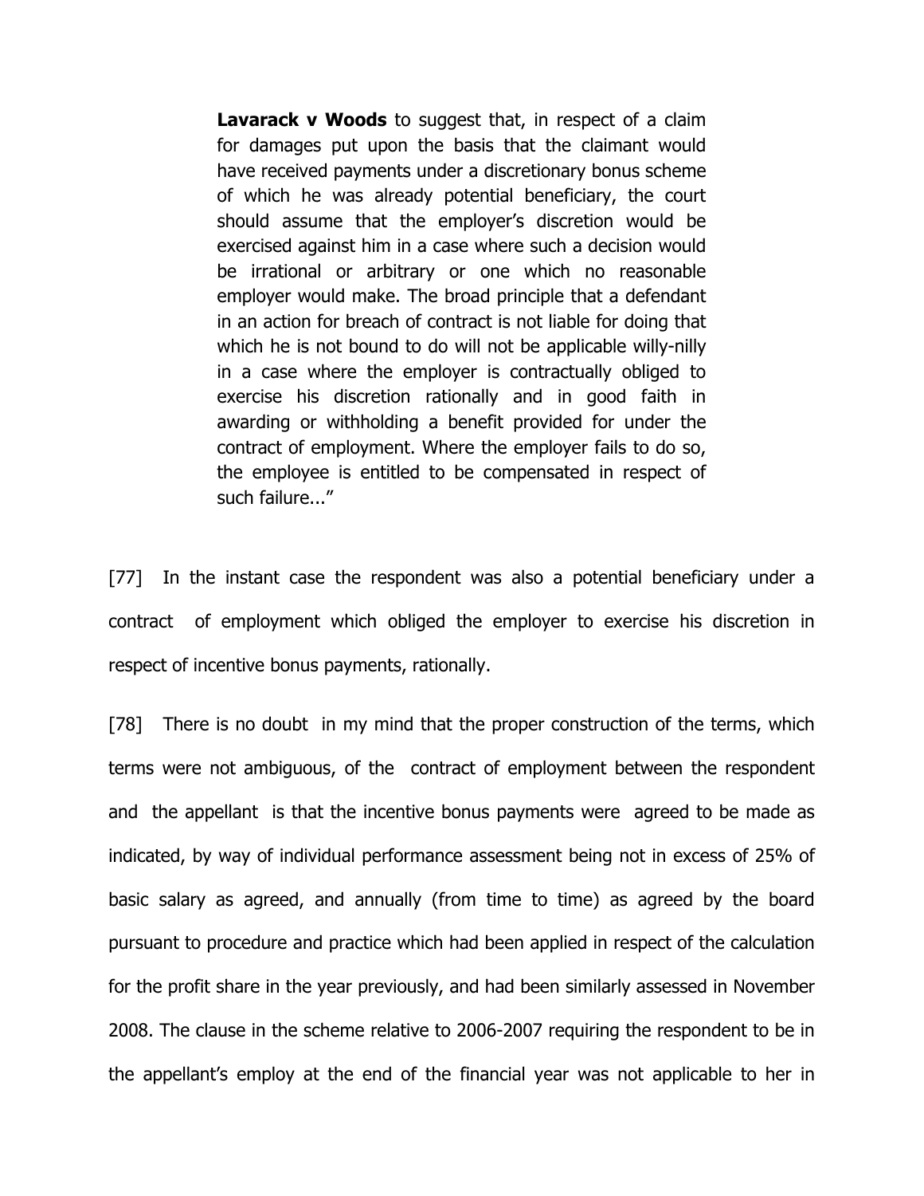> **Lavarack v Woods** to suggest that, in respect of a claim for damages put upon the basis that the claimant would have received payments under a discretionary bonus scheme of which he was already potential beneficiary, the court should assume that the employer's discretion would be exercised against him in a case where such a decision would be irrational or arbitrary or one which no reasonable employer would make. The broad principle that a defendant in an action for breach of contract is not liable for doing that which he is not bound to do will not be applicable willy-nilly in a case where the employer is contractually obliged to exercise his discretion rationally and in good faith in awarding or withholding a benefit provided for under the contract of employment. Where the employer fails to do so, the employee is entitled to be compensated in respect of such failure..."

[77] In the instant case the respondent was also a potential beneficiary under a contract of employment which obliged the employer to exercise his discretion in respect of incentive bonus payments, rationally.

[78] There is no doubt in my mind that the proper construction of the terms, which terms were not ambiguous, of the contract of employment between the respondent and the appellant is that the incentive bonus payments were agreed to be made as indicated, by way of individual performance assessment being not in excess of 25% of basic salary as agreed, and annually (from time to time) as agreed by the board pursuant to procedure and practice which had been applied in respect of the calculation for the profit share in the year previously, and had been similarly assessed in November 2008. The clause in the scheme relative to 2006-2007 requiring the respondent to be in the appellant's employ at the end of the financial year was not applicable to her in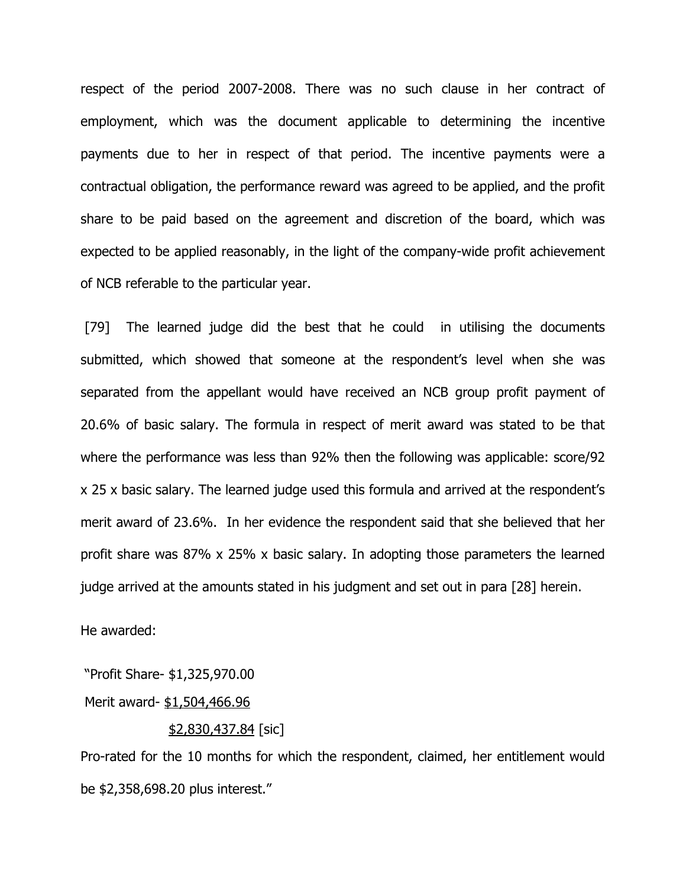respect of the period 2007-2008. There was no such clause in her contract of employment, which was the document applicable to determining the incentive payments due to her in respect of that period. The incentive payments were a contractual obligation, the performance reward was agreed to be applied, and the profit share to be paid based on the agreement and discretion of the board, which was expected to be applied reasonably, in the light of the company-wide profit achievement of NCB referable to the particular year.

[79] The learned judge did the best that he could in utilising the documents submitted, which showed that someone at the respondent's level when she was separated from the appellant would have received an NCB group profit payment of 20.6% of basic salary. The formula in respect of merit award was stated to be that where the performance was less than 92% then the following was applicable: score/92 x 25 x basic salary. The learned judge used this formula and arrived at the respondent's merit award of 23.6%. In her evidence the respondent said that she believed that her profit share was 87% x 25% x basic salary. In adopting those parameters the learned judge arrived at the amounts stated in his judgment and set out in para [28] herein.

He awarded:

"Profit Share- $1,325,970.00

Merit award- <u>$1,504,466.96</u>

<u>$2,830,437.84</u> [sic]

Pro-rated for the 10 months for which the respondent, claimed, her entitlement would be $2,358,698.20 plus interest."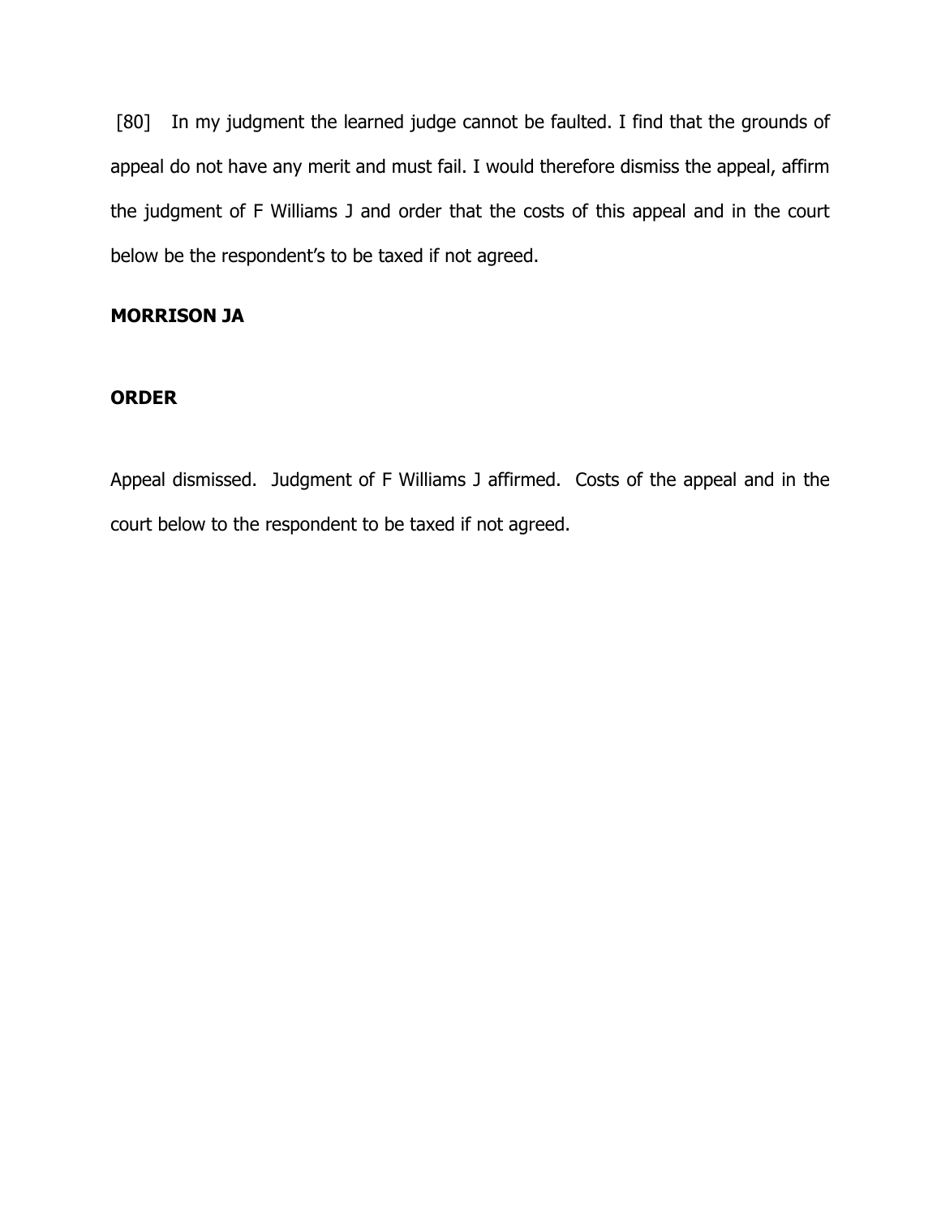[80] In my judgment the learned judge cannot be faulted. I find that the grounds of appeal do not have any merit and must fail. I would therefore dismiss the appeal, affirm the judgment of F Williams J and order that the costs of this appeal and in the court below be the respondent's to be taxed if not agreed.

**MORRISON JA**

**ORDER**

Appeal dismissed. Judgment of F Williams J affirmed. Costs of the appeal and in the court below to the respondent to be taxed if not agreed.